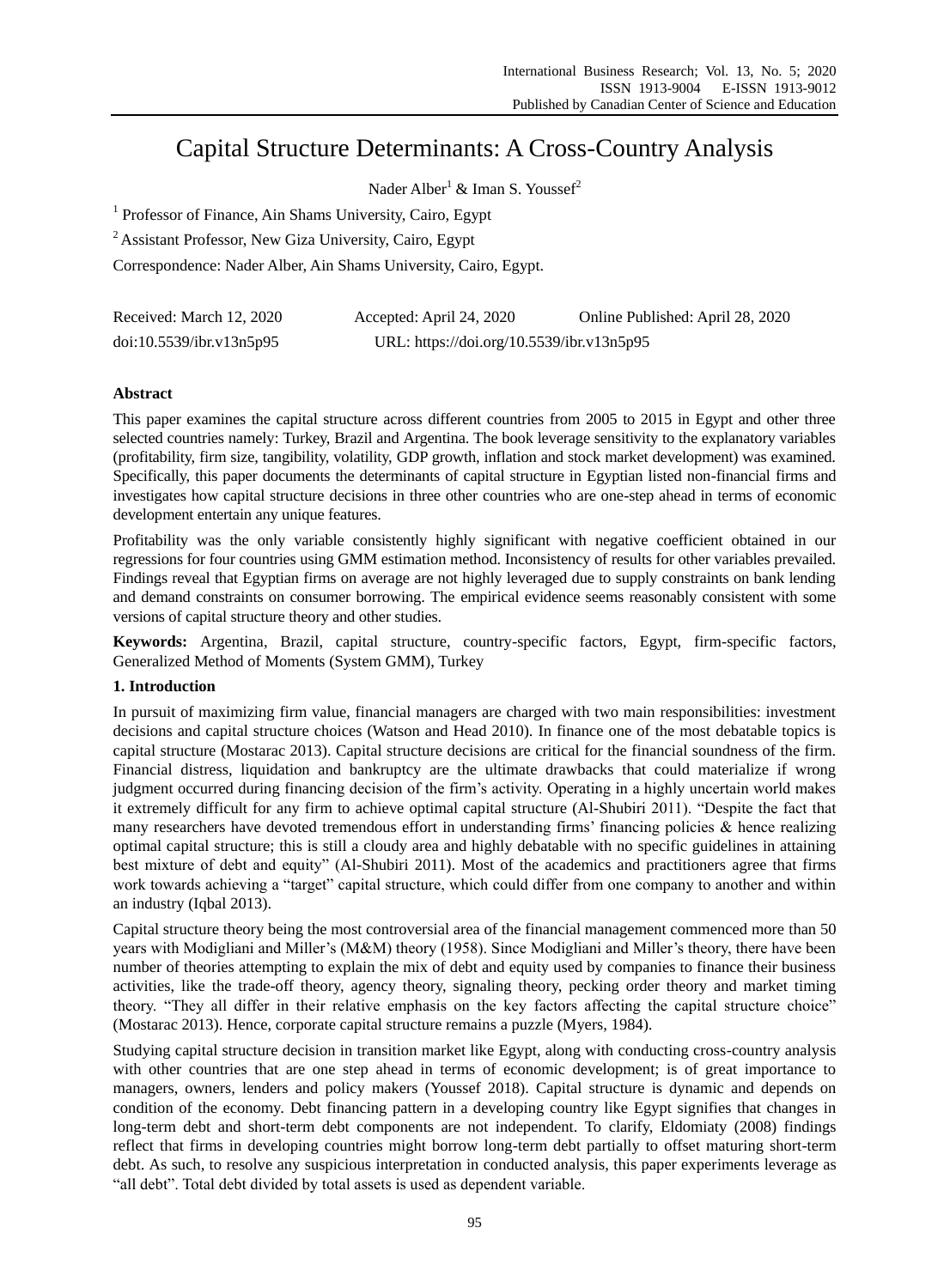# Capital Structure Determinants: A Cross-Country Analysis

Nader Alber[1] & Iman S. Youssef[2]

[1] Professor of Finance, Ain Shams University, Cairo, Egypt

[2] Assistant Professor, New Giza University, Cairo, Egypt

Correspondence: Nader Alber, Ain Shams University, Cairo, Egypt.

| Received: March 12, 2020 | Accepted: April 24, 2020 | Online Published: April 28, 2020 |
|---|---|---|
| doi:10.5539/ibr.v13n5p95 | URL: https://doi.org/10.5539/ibr.v13n5p95 | |

**Abstract**

This paper examines the capital structure across different countries from 2005 to 2015 in Egypt and other three selected countries namely: Turkey, Brazil and Argentina. The book leverage sensitivity to the explanatory variables (profitability, firm size, tangibility, volatility, GDP growth, inflation and stock market development) was examined. Specifically, this paper documents the determinants of capital structure in Egyptian listed non-financial firms and investigates how capital structure decisions in three other countries who are one-step ahead in terms of economic development entertain any unique features.

Profitability was the only variable consistently highly significant with negative coefficient obtained in our regressions for four countries using GMM estimation method. Inconsistency of results for other variables prevailed. Findings reveal that Egyptian firms on average are not highly leveraged due to supply constraints on bank lending and demand constraints on consumer borrowing. The empirical evidence seems reasonably consistent with some versions of capital structure theory and other studies.

**Keywords:** Argentina, Brazil, capital structure, country-specific factors, Egypt, firm-specific factors, Generalized Method of Moments (System GMM), Turkey

## 1. Introduction

In pursuit of maximizing firm value, financial managers are charged with two main responsibilities: investment decisions and capital structure choices (Watson and Head 2010). In finance one of the most debatable topics is capital structure (Mostarac 2013). Capital structure decisions are critical for the financial soundness of the firm. Financial distress, liquidation and bankruptcy are the ultimate drawbacks that could materialize if wrong judgment occurred during financing decision of the firm's activity. Operating in a highly uncertain world makes it extremely difficult for any firm to achieve optimal capital structure (Al-Shubiri 2011). "Despite the fact that many researchers have devoted tremendous effort in understanding firms' financing policies & hence realizing optimal capital structure; this is still a cloudy area and highly debatable with no specific guidelines in attaining best mixture of debt and equity" (Al-Shubiri 2011). Most of the academics and practitioners agree that firms work towards achieving a "target" capital structure, which could differ from one company to another and within an industry (Iqbal 2013).

Capital structure theory being the most controversial area of the financial management commenced more than 50 years with Modigliani and Miller's (M&M) theory (1958). Since Modigliani and Miller's theory, there have been number of theories attempting to explain the mix of debt and equity used by companies to finance their business activities, like the trade-off theory, agency theory, signaling theory, pecking order theory and market timing theory. "They all differ in their relative emphasis on the key factors affecting the capital structure choice" (Mostarac 2013). Hence, corporate capital structure remains a puzzle (Myers, 1984).

Studying capital structure decision in transition market like Egypt, along with conducting cross-country analysis with other countries that are one step ahead in terms of economic development; is of great importance to managers, owners, lenders and policy makers (Youssef 2018). Capital structure is dynamic and depends on condition of the economy. Debt financing pattern in a developing country like Egypt signifies that changes in long-term debt and short-term debt components are not independent. To clarify, Eldomiaty (2008) findings reflect that firms in developing countries might borrow long-term debt partially to offset maturing short-term debt. As such, to resolve any suspicious interpretation in conducted analysis, this paper experiments leverage as "all debt". Total debt divided by total assets is used as dependent variable.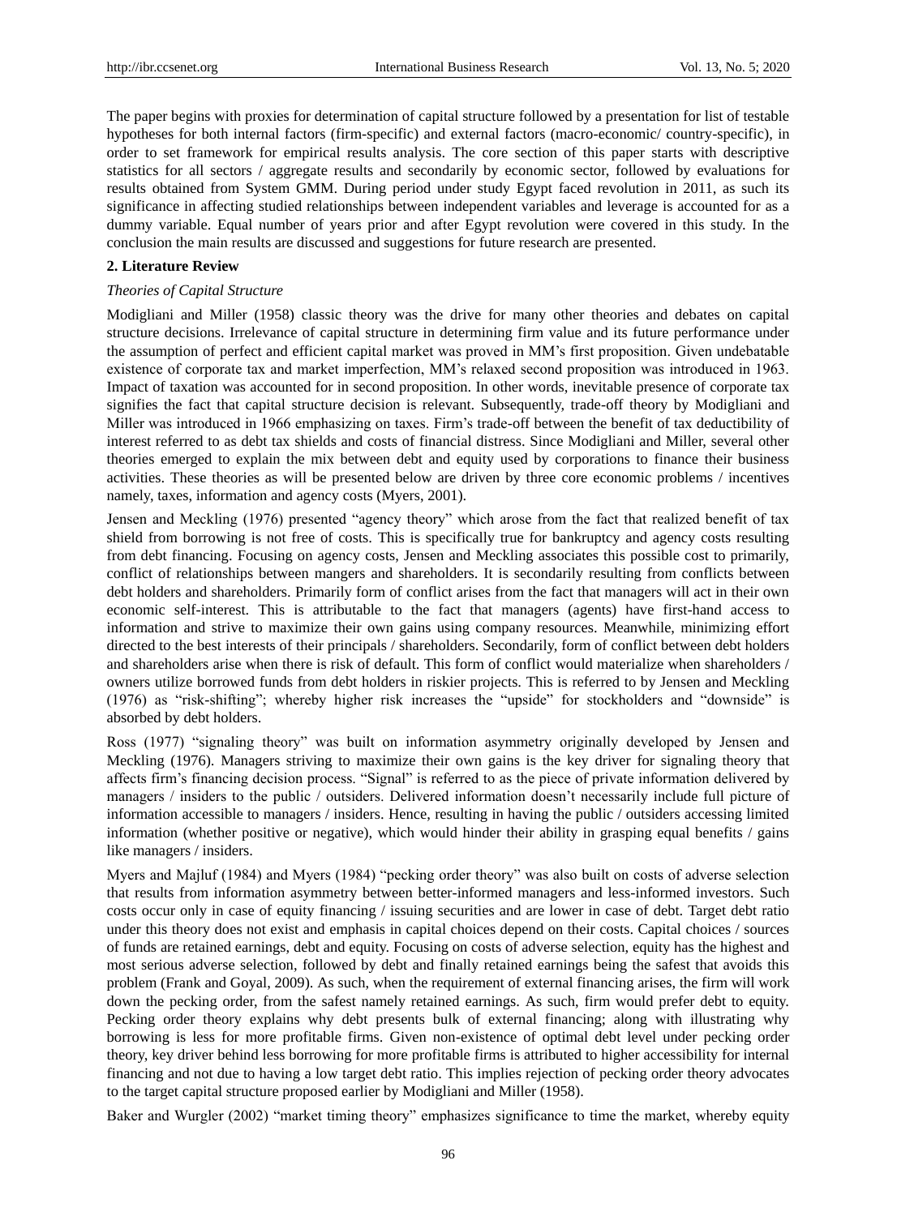The paper begins with proxies for determination of capital structure followed by a presentation for list of testable hypotheses for both internal factors (firm-specific) and external factors (macro-economic/ country-specific), in order to set framework for empirical results analysis. The core section of this paper starts with descriptive statistics for all sectors / aggregate results and secondarily by economic sector, followed by evaluations for results obtained from System GMM. During period under study Egypt faced revolution in 2011, as such its significance in affecting studied relationships between independent variables and leverage is accounted for as a dummy variable. Equal number of years prior and after Egypt revolution were covered in this study. In the conclusion the main results are discussed and suggestions for future research are presented.

## 2. Literature Review

*Theories of Capital Structure*

Modigliani and Miller (1958) classic theory was the drive for many other theories and debates on capital structure decisions. Irrelevance of capital structure in determining firm value and its future performance under the assumption of perfect and efficient capital market was proved in MM's first proposition. Given undebatable existence of corporate tax and market imperfection, MM's relaxed second proposition was introduced in 1963. Impact of taxation was accounted for in second proposition. In other words, inevitable presence of corporate tax signifies the fact that capital structure decision is relevant. Subsequently, trade-off theory by Modigliani and Miller was introduced in 1966 emphasizing on taxes. Firm's trade-off between the benefit of tax deductibility of interest referred to as debt tax shields and costs of financial distress. Since Modigliani and Miller, several other theories emerged to explain the mix between debt and equity used by corporations to finance their business activities. These theories as will be presented below are driven by three core economic problems / incentives namely, taxes, information and agency costs (Myers, 2001).

Jensen and Meckling (1976) presented "agency theory" which arose from the fact that realized benefit of tax shield from borrowing is not free of costs. This is specifically true for bankruptcy and agency costs resulting from debt financing. Focusing on agency costs, Jensen and Meckling associates this possible cost to primarily, conflict of relationships between mangers and shareholders. It is secondarily resulting from conflicts between debt holders and shareholders. Primarily form of conflict arises from the fact that managers will act in their own economic self-interest. This is attributable to the fact that managers (agents) have first-hand access to information and strive to maximize their own gains using company resources. Meanwhile, minimizing effort directed to the best interests of their principals / shareholders. Secondarily, form of conflict between debt holders and shareholders arise when there is risk of default. This form of conflict would materialize when shareholders / owners utilize borrowed funds from debt holders in riskier projects. This is referred to by Jensen and Meckling (1976) as "risk-shifting"; whereby higher risk increases the "upside" for stockholders and "downside" is absorbed by debt holders.

Ross (1977) "signaling theory" was built on information asymmetry originally developed by Jensen and Meckling (1976). Managers striving to maximize their own gains is the key driver for signaling theory that affects firm's financing decision process. "Signal" is referred to as the piece of private information delivered by managers / insiders to the public / outsiders. Delivered information doesn't necessarily include full picture of information accessible to managers / insiders. Hence, resulting in having the public / outsiders accessing limited information (whether positive or negative), which would hinder their ability in grasping equal benefits / gains like managers / insiders.

Myers and Majluf (1984) and Myers (1984) "pecking order theory" was also built on costs of adverse selection that results from information asymmetry between better-informed managers and less-informed investors. Such costs occur only in case of equity financing / issuing securities and are lower in case of debt. Target debt ratio under this theory does not exist and emphasis in capital choices depend on their costs. Capital choices / sources of funds are retained earnings, debt and equity. Focusing on costs of adverse selection, equity has the highest and most serious adverse selection, followed by debt and finally retained earnings being the safest that avoids this problem (Frank and Goyal, 2009). As such, when the requirement of external financing arises, the firm will work down the pecking order, from the safest namely retained earnings. As such, firm would prefer debt to equity. Pecking order theory explains why debt presents bulk of external financing; along with illustrating why borrowing is less for more profitable firms. Given non-existence of optimal debt level under pecking order theory, key driver behind less borrowing for more profitable firms is attributed to higher accessibility for internal financing and not due to having a low target debt ratio. This implies rejection of pecking order theory advocates to the target capital structure proposed earlier by Modigliani and Miller (1958).

Baker and Wurgler (2002) "market timing theory" emphasizes significance to time the market, whereby equity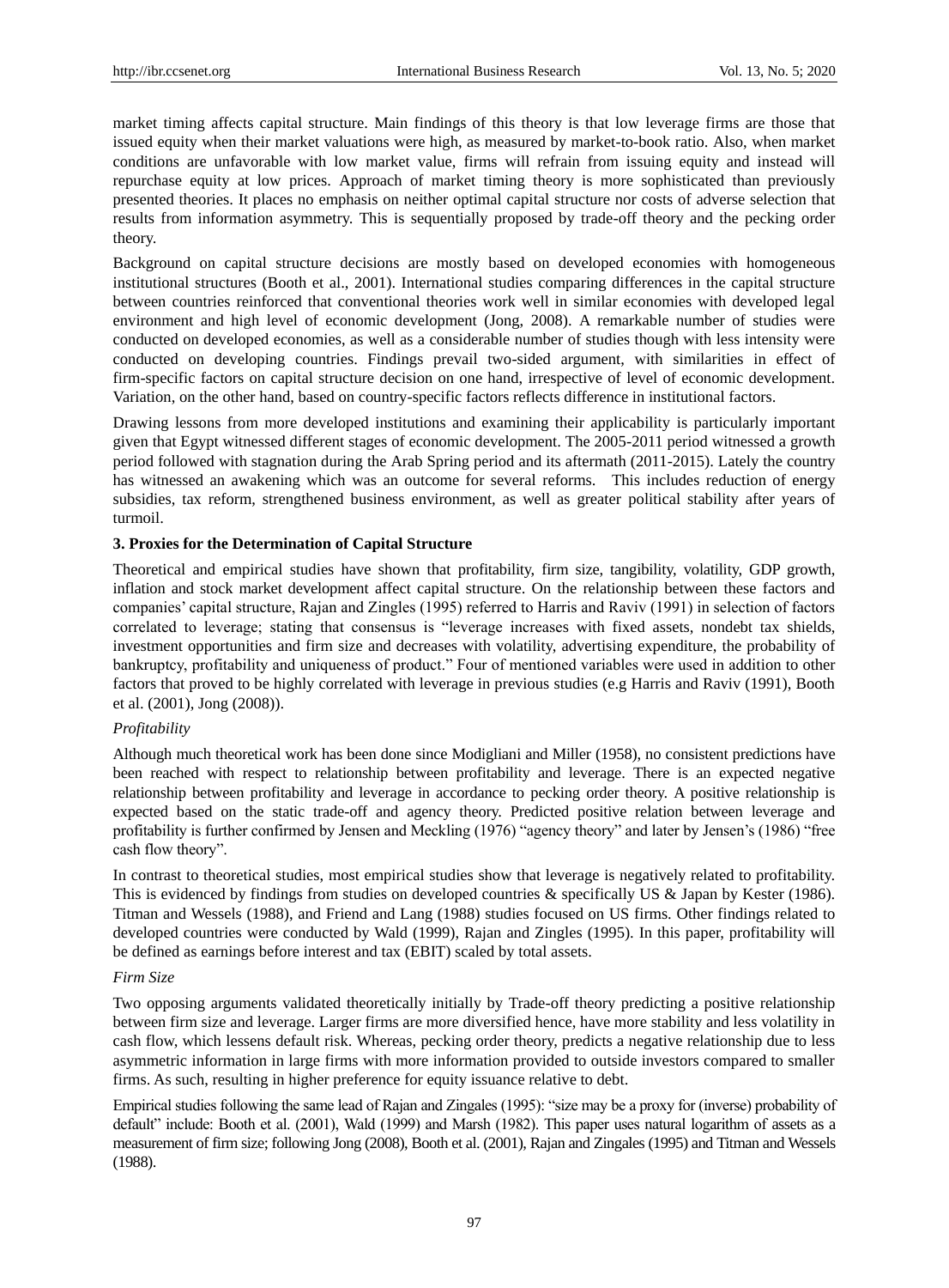market timing affects capital structure. Main findings of this theory is that low leverage firms are those that issued equity when their market valuations were high, as measured by market-to-book ratio. Also, when market conditions are unfavorable with low market value, firms will refrain from issuing equity and instead will repurchase equity at low prices. Approach of market timing theory is more sophisticated than previously presented theories. It places no emphasis on neither optimal capital structure nor costs of adverse selection that results from information asymmetry. This is sequentially proposed by trade-off theory and the pecking order theory.

Background on capital structure decisions are mostly based on developed economies with homogeneous institutional structures (Booth et al., 2001). International studies comparing differences in the capital structure between countries reinforced that conventional theories work well in similar economies with developed legal environment and high level of economic development (Jong, 2008). A remarkable number of studies were conducted on developed economies, as well as a considerable number of studies though with less intensity were conducted on developing countries. Findings prevail two-sided argument, with similarities in effect of firm-specific factors on capital structure decision on one hand, irrespective of level of economic development. Variation, on the other hand, based on country-specific factors reflects difference in institutional factors.

Drawing lessons from more developed institutions and examining their applicability is particularly important given that Egypt witnessed different stages of economic development. The 2005-2011 period witnessed a growth period followed with stagnation during the Arab Spring period and its aftermath (2011-2015). Lately the country has witnessed an awakening which was an outcome for several reforms. This includes reduction of energy subsidies, tax reform, strengthened business environment, as well as greater political stability after years of turmoil.

## 3. Proxies for the Determination of Capital Structure

Theoretical and empirical studies have shown that profitability, firm size, tangibility, volatility, GDP growth, inflation and stock market development affect capital structure. On the relationship between these factors and companies' capital structure, Rajan and Zingles (1995) referred to Harris and Raviv (1991) in selection of factors correlated to leverage; stating that consensus is "leverage increases with fixed assets, nondebt tax shields, investment opportunities and firm size and decreases with volatility, advertising expenditure, the probability of bankruptcy, profitability and uniqueness of product." Four of mentioned variables were used in addition to other factors that proved to be highly correlated with leverage in previous studies (e.g Harris and Raviv (1991), Booth et al. (2001), Jong (2008)).

*Profitability*

Although much theoretical work has been done since Modigliani and Miller (1958), no consistent predictions have been reached with respect to relationship between profitability and leverage. There is an expected negative relationship between profitability and leverage in accordance to pecking order theory. A positive relationship is expected based on the static trade-off and agency theory. Predicted positive relation between leverage and profitability is further confirmed by Jensen and Meckling (1976) "agency theory" and later by Jensen's (1986) "free cash flow theory".

In contrast to theoretical studies, most empirical studies show that leverage is negatively related to profitability. This is evidenced by findings from studies on developed countries & specifically US & Japan by Kester (1986). Titman and Wessels (1988), and Friend and Lang (1988) studies focused on US firms. Other findings related to developed countries were conducted by Wald (1999), Rajan and Zingles (1995). In this paper, profitability will be defined as earnings before interest and tax (EBIT) scaled by total assets.

*Firm Size*

Two opposing arguments validated theoretically initially by Trade-off theory predicting a positive relationship between firm size and leverage. Larger firms are more diversified hence, have more stability and less volatility in cash flow, which lessens default risk. Whereas, pecking order theory, predicts a negative relationship due to less asymmetric information in large firms with more information provided to outside investors compared to smaller firms. As such, resulting in higher preference for equity issuance relative to debt.

Empirical studies following the same lead of Rajan and Zingales (1995): "size may be a proxy for (inverse) probability of default" include: Booth et al. (2001), Wald (1999) and Marsh (1982). This paper uses natural logarithm of assets as a measurement of firm size; following Jong (2008), Booth et al. (2001), Rajan and Zingales (1995) and Titman and Wessels (1988).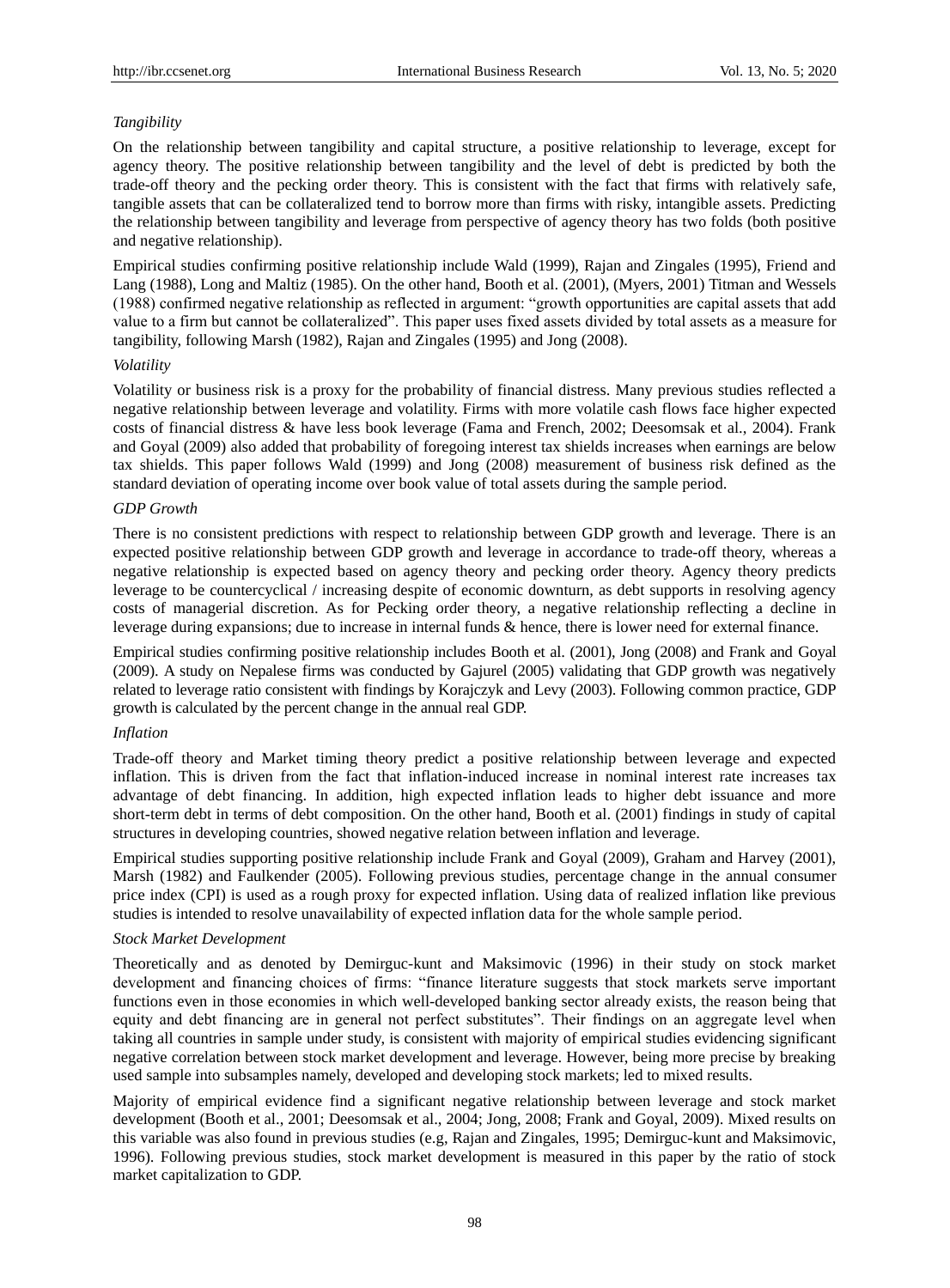*Tangibility*

On the relationship between tangibility and capital structure, a positive relationship to leverage, except for agency theory. The positive relationship between tangibility and the level of debt is predicted by both the trade-off theory and the pecking order theory. This is consistent with the fact that firms with relatively safe, tangible assets that can be collateralized tend to borrow more than firms with risky, intangible assets. Predicting the relationship between tangibility and leverage from perspective of agency theory has two folds (both positive and negative relationship).

Empirical studies confirming positive relationship include Wald (1999), Rajan and Zingales (1995), Friend and Lang (1988), Long and Maltiz (1985). On the other hand, Booth et al. (2001), (Myers, 2001) Titman and Wessels (1988) confirmed negative relationship as reflected in argument: "growth opportunities are capital assets that add value to a firm but cannot be collateralized". This paper uses fixed assets divided by total assets as a measure for tangibility, following Marsh (1982), Rajan and Zingales (1995) and Jong (2008).

*Volatility*

Volatility or business risk is a proxy for the probability of financial distress. Many previous studies reflected a negative relationship between leverage and volatility. Firms with more volatile cash flows face higher expected costs of financial distress & have less book leverage (Fama and French, 2002; Deesomsak et al., 2004). Frank and Goyal (2009) also added that probability of foregoing interest tax shields increases when earnings are below tax shields. This paper follows Wald (1999) and Jong (2008) measurement of business risk defined as the standard deviation of operating income over book value of total assets during the sample period.

*GDP Growth*

There is no consistent predictions with respect to relationship between GDP growth and leverage. There is an expected positive relationship between GDP growth and leverage in accordance to trade-off theory, whereas a negative relationship is expected based on agency theory and pecking order theory. Agency theory predicts leverage to be countercyclical / increasing despite of economic downturn, as debt supports in resolving agency costs of managerial discretion. As for Pecking order theory, a negative relationship reflecting a decline in leverage during expansions; due to increase in internal funds & hence, there is lower need for external finance.

Empirical studies confirming positive relationship includes Booth et al. (2001), Jong (2008) and Frank and Goyal (2009). A study on Nepalese firms was conducted by Gajurel (2005) validating that GDP growth was negatively related to leverage ratio consistent with findings by Korajczyk and Levy (2003). Following common practice, GDP growth is calculated by the percent change in the annual real GDP.

*Inflation*

Trade-off theory and Market timing theory predict a positive relationship between leverage and expected inflation. This is driven from the fact that inflation-induced increase in nominal interest rate increases tax advantage of debt financing. In addition, high expected inflation leads to higher debt issuance and more short-term debt in terms of debt composition. On the other hand, Booth et al. (2001) findings in study of capital structures in developing countries, showed negative relation between inflation and leverage.

Empirical studies supporting positive relationship include Frank and Goyal (2009), Graham and Harvey (2001), Marsh (1982) and Faulkender (2005). Following previous studies, percentage change in the annual consumer price index (CPI) is used as a rough proxy for expected inflation. Using data of realized inflation like previous studies is intended to resolve unavailability of expected inflation data for the whole sample period.

*Stock Market Development*

Theoretically and as denoted by Demirguc-kunt and Maksimovic (1996) in their study on stock market development and financing choices of firms: "finance literature suggests that stock markets serve important functions even in those economies in which well-developed banking sector already exists, the reason being that equity and debt financing are in general not perfect substitutes". Their findings on an aggregate level when taking all countries in sample under study, is consistent with majority of empirical studies evidencing significant negative correlation between stock market development and leverage. However, being more precise by breaking used sample into subsamples namely, developed and developing stock markets; led to mixed results.

Majority of empirical evidence find a significant negative relationship between leverage and stock market development (Booth et al., 2001; Deesomsak et al., 2004; Jong, 2008; Frank and Goyal, 2009). Mixed results on this variable was also found in previous studies (e.g, Rajan and Zingales, 1995; Demirguc-kunt and Maksimovic, 1996). Following previous studies, stock market development is measured in this paper by the ratio of stock market capitalization to GDP.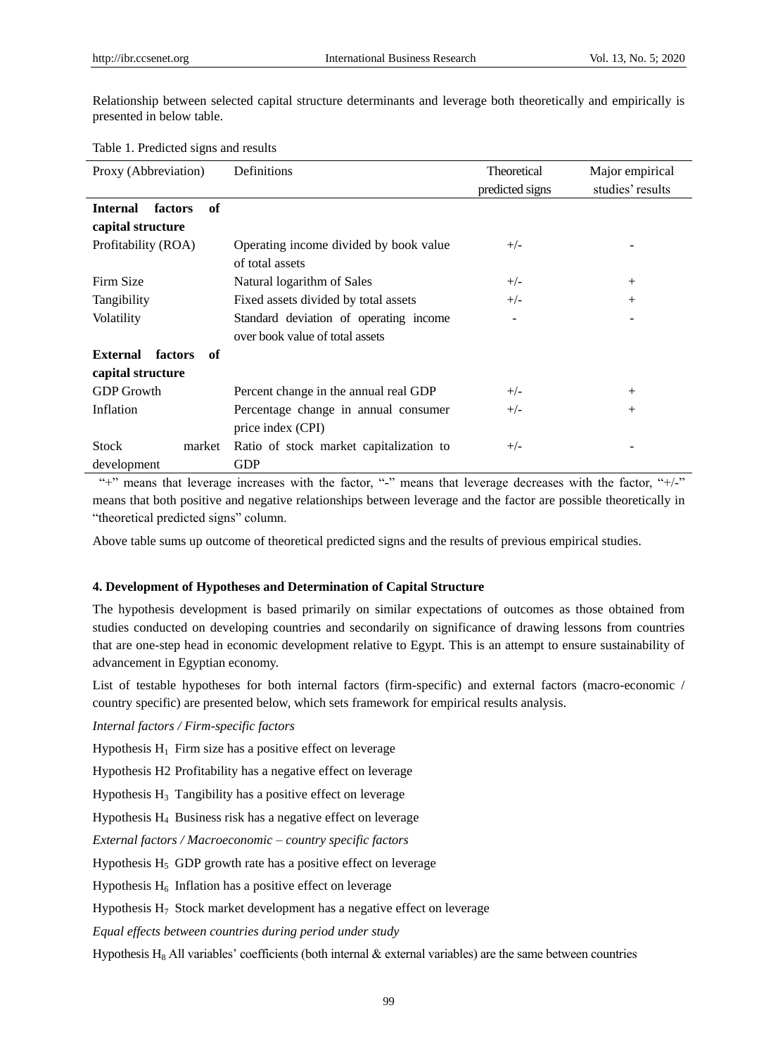Relationship between selected capital structure determinants and leverage both theoretically and empirically is presented in below table.

Table 1. Predicted signs and results

| Proxy (Abbreviation) | Definitions | Theoretical predicted signs | Major empirical studies' results |
|---|---|---|---|
| **Internal factors of capital structure** | | | |
| Profitability (ROA) | Operating income divided by book value of total assets | +/- | - |
| Firm Size | Natural logarithm of Sales | +/- | + |
| Tangibility | Fixed assets divided by total assets | +/- | + |
| Volatility | Standard deviation of operating income over book value of total assets | - | - |
| **External factors of capital structure** | | | |
| GDP Growth | Percent change in the annual real GDP | +/- | + |
| Inflation | Percentage change in annual consumer price index (CPI) | +/- | + |
| Stock market development | Ratio of stock market capitalization to GDP | +/- | - |

"+" means that leverage increases with the factor, "-" means that leverage decreases with the factor, "+/-" means that both positive and negative relationships between leverage and the factor are possible theoretically in "theoretical predicted signs" column.

Above table sums up outcome of theoretical predicted signs and the results of previous empirical studies.

## 4. Development of Hypotheses and Determination of Capital Structure

The hypothesis development is based primarily on similar expectations of outcomes as those obtained from studies conducted on developing countries and secondarily on significance of drawing lessons from countries that are one-step head in economic development relative to Egypt. This is an attempt to ensure sustainability of advancement in Egyptian economy.

List of testable hypotheses for both internal factors (firm-specific) and external factors (macro-economic / country specific) are presented below, which sets framework for empirical results analysis.

*Internal factors / Firm-specific factors*

Hypothesis $H_1$ Firm size has a positive effect on leverage

Hypothesis H2 Profitability has a negative effect on leverage

Hypothesis $H_3$ Tangibility has a positive effect on leverage

Hypothesis $H_4$ Business risk has a negative effect on leverage

*External factors / Macroeconomic – country specific factors*

Hypothesis $H_5$ GDP growth rate has a positive effect on leverage

Hypothesis $H_6$ Inflation has a positive effect on leverage

Hypothesis $H_7$ Stock market development has a negative effect on leverage

*Equal effects between countries during period under study*

Hypothesis $H_8$ All variables' coefficients (both internal & external variables) are the same between countries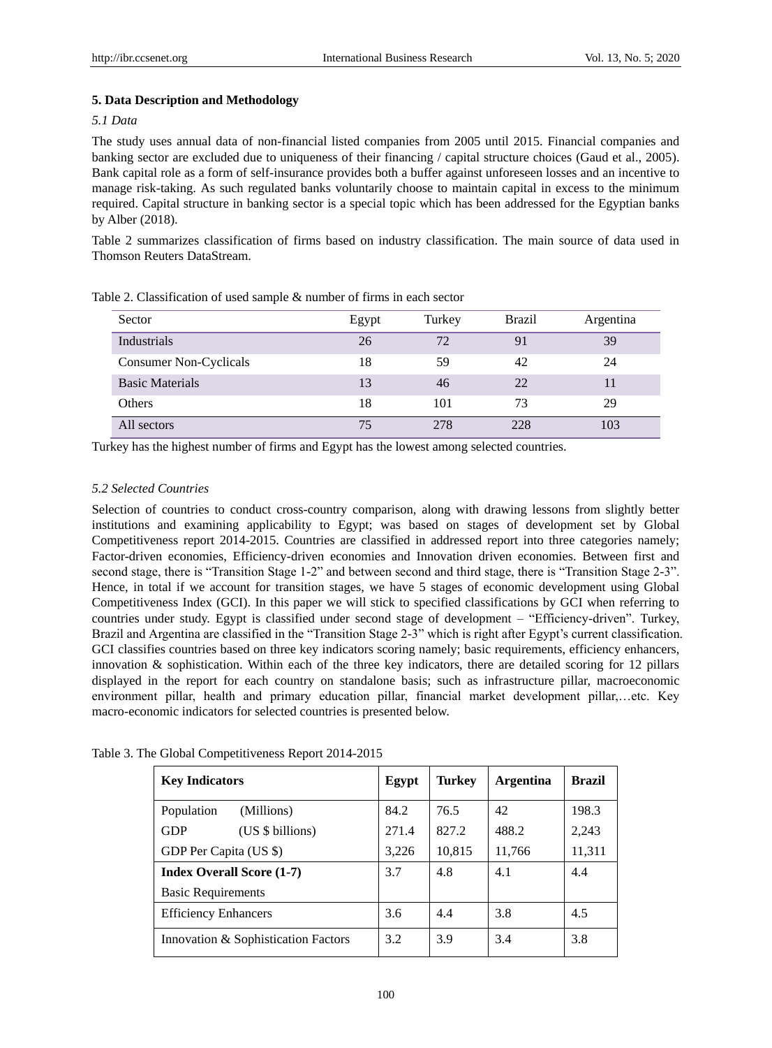## 5. Data Description and Methodology

### *5.1 Data*

The study uses annual data of non-financial listed companies from 2005 until 2015. Financial companies and banking sector are excluded due to uniqueness of their financing / capital structure choices (Gaud et al., 2005). Bank capital role as a form of self-insurance provides both a buffer against unforeseen losses and an incentive to manage risk-taking. As such regulated banks voluntarily choose to maintain capital in excess to the minimum required. Capital structure in banking sector is a special topic which has been addressed for the Egyptian banks by Alber (2018).

Table 2 summarizes classification of firms based on industry classification. The main source of data used in Thomson Reuters DataStream.

Table 2. Classification of used sample & number of firms in each sector

| Sector | Egypt | Turkey | Brazil | Argentina |
|---|---|---|---|---|
| Industrials | 26 | 72 | 91 | 39 |
| Consumer Non-Cyclicals | 18 | 59 | 42 | 24 |
| Basic Materials | 13 | 46 | 22 | 11 |
| Others | 18 | 101 | 73 | 29 |
| All sectors | 75 | 278 | 228 | 103 |

Turkey has the highest number of firms and Egypt has the lowest among selected countries.

### *5.2 Selected Countries*

Selection of countries to conduct cross-country comparison, along with drawing lessons from slightly better institutions and examining applicability to Egypt; was based on stages of development set by Global Competitiveness report 2014-2015. Countries are classified in addressed report into three categories namely; Factor-driven economies, Efficiency-driven economies and Innovation driven economies. Between first and second stage, there is "Transition Stage 1-2" and between second and third stage, there is "Transition Stage 2-3". Hence, in total if we account for transition stages, we have 5 stages of economic development using Global Competitiveness Index (GCI). In this paper we will stick to specified classifications by GCI when referring to countries under study. Egypt is classified under second stage of development – "Efficiency-driven". Turkey, Brazil and Argentina are classified in the "Transition Stage 2-3" which is right after Egypt's current classification. GCI classifies countries based on three key indicators scoring namely; basic requirements, efficiency enhancers, innovation & sophistication. Within each of the three key indicators, there are detailed scoring for 12 pillars displayed in the report for each country on standalone basis; such as infrastructure pillar, macroeconomic environment pillar, health and primary education pillar, financial market development pillar,…etc. Key macro-economic indicators for selected countries is presented below.

Table 3. The Global Competitiveness Report 2014-2015

| **Key Indicators** | **Egypt** | **Turkey** | **Argentina** | **Brazil** |
|---|---|---|---|---|
| Population (Millions) | 84.2 | 76.5 | 42 | 198.3 |
| GDP (US $ billions) | 271.4 | 827.2 | 488.2 | 2,243 |
| GDP Per Capita (US $) | 3,226 | 10,815 | 11,766 | 11,311 |
| **Index Overall Score (1-7)** | 3.7 | 4.8 | 4.1 | 4.4 |
| Basic Requirements | | | | |
| Efficiency Enhancers | 3.6 | 4.4 | 3.8 | 4.5 |
| Innovation & Sophistication Factors | 3.2 | 3.9 | 3.4 | 3.8 |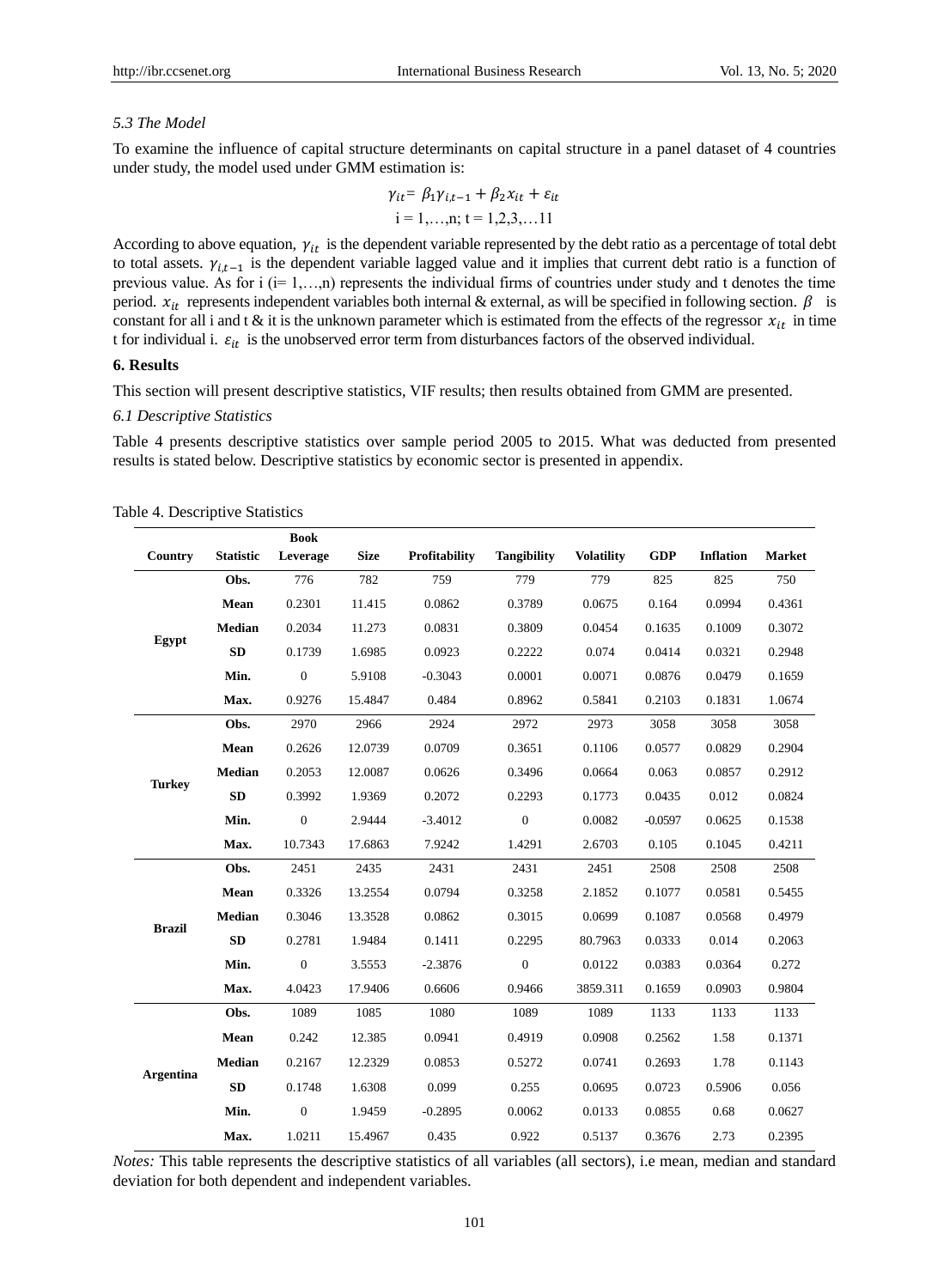### 5.3 The Model

To examine the influence of capital structure determinants on capital structure in a panel dataset of 4 countries under study, the model used under GMM estimation is:

$$\gamma_{it} = \beta_1 \gamma_{i,t-1} + \beta_2 x_{it} + \varepsilon_{it}$$

$$i = 1,\ldots,n;\ t = 1,2,3,\ldots 11$$

According to above equation, $\gamma_{it}$ is the dependent variable represented by the debt ratio as a percentage of total debt to total assets. $\gamma_{i,t-1}$ is the dependent variable lagged value and it implies that current debt ratio is a function of previous value. As for i (i= 1,…,n) represents the individual firms of countries under study and t denotes the time period. $x_{it}$ represents independent variables both internal & external, as will be specified in following section. $\beta$ is constant for all i and t & it is the unknown parameter which is estimated from the effects of the regressor $x_{it}$ in time t for individual i. $\varepsilon_{it}$ is the unobserved error term from disturbances factors of the observed individual.

## 6. Results

This section will present descriptive statistics, VIF results; then results obtained from GMM are presented.

### 6.1 Descriptive Statistics

Table 4 presents descriptive statistics over sample period 2005 to 2015. What was deducted from presented results is stated below. Descriptive statistics by economic sector is presented in appendix.

Table 4. Descriptive Statistics

| Country | Statistic | Book Leverage | Size | Profitability | Tangibility | Volatility | GDP | Inflation | Market |
|---|---|---|---|---|---|---|---|---|---|
| Egypt | Obs. | 776 | 782 | 759 | 779 | 779 | 825 | 825 | 750 |
| | Mean | 0.2301 | 11.415 | 0.0862 | 0.3789 | 0.0675 | 0.164 | 0.0994 | 0.4361 |
| | Median | 0.2034 | 11.273 | 0.0831 | 0.3809 | 0.0454 | 0.1635 | 0.1009 | 0.3072 |
| | SD | 0.1739 | 1.6985 | 0.0923 | 0.2222 | 0.074 | 0.0414 | 0.0321 | 0.2948 |
| | Min. | 0 | 5.9108 | -0.3043 | 0.0001 | 0.0071 | 0.0876 | 0.0479 | 0.1659 |
| | Max. | 0.9276 | 15.4847 | 0.484 | 0.8962 | 0.5841 | 0.2103 | 0.1831 | 1.0674 |
| Turkey | Obs. | 2970 | 2966 | 2924 | 2972 | 2973 | 3058 | 3058 | 3058 |
| | Mean | 0.2626 | 12.0739 | 0.0709 | 0.3651 | 0.1106 | 0.0577 | 0.0829 | 0.2904 |
| | Median | 0.2053 | 12.0087 | 0.0626 | 0.3496 | 0.0664 | 0.063 | 0.0857 | 0.2912 |
| | SD | 0.3992 | 1.9369 | 0.2072 | 0.2293 | 0.1773 | 0.0435 | 0.012 | 0.0824 |
| | Min. | 0 | 2.9444 | -3.4012 | 0 | 0.0082 | -0.0597 | 0.0625 | 0.1538 |
| | Max. | 10.7343 | 17.6863 | 7.9242 | 1.4291 | 2.6703 | 0.105 | 0.1045 | 0.4211 |
| Brazil | Obs. | 2451 | 2435 | 2431 | 2431 | 2451 | 2508 | 2508 | 2508 |
| | Mean | 0.3326 | 13.2554 | 0.0794 | 0.3258 | 2.1852 | 0.1077 | 0.0581 | 0.5455 |
| | Median | 0.3046 | 13.3528 | 0.0862 | 0.3015 | 0.0699 | 0.1087 | 0.0568 | 0.4979 |
| | SD | 0.2781 | 1.9484 | 0.1411 | 0.2295 | 80.7963 | 0.0333 | 0.014 | 0.2063 |
| | Min. | 0 | 3.5553 | -2.3876 | 0 | 0.0122 | 0.0383 | 0.0364 | 0.272 |
| | Max. | 4.0423 | 17.9406 | 0.6606 | 0.9466 | 3859.311 | 0.1659 | 0.0903 | 0.9804 |
| Argentina | Obs. | 1089 | 1085 | 1080 | 1089 | 1089 | 1133 | 1133 | 1133 |
| | Mean | 0.242 | 12.385 | 0.0941 | 0.4919 | 0.0908 | 0.2562 | 1.58 | 0.1371 |
| | Median | 0.2167 | 12.2329 | 0.0853 | 0.5272 | 0.0741 | 0.2693 | 1.78 | 0.1143 |
| | SD | 0.1748 | 1.6308 | 0.099 | 0.255 | 0.0695 | 0.0723 | 0.5906 | 0.056 |
| | Min. | 0 | 1.9459 | -0.2895 | 0.0062 | 0.0133 | 0.0855 | 0.68 | 0.0627 |
| | Max. | 1.0211 | 15.4967 | 0.435 | 0.922 | 0.5137 | 0.3676 | 2.73 | 0.2395 |

*Notes:* This table represents the descriptive statistics of all variables (all sectors), i.e mean, median and standard deviation for both dependent and independent variables.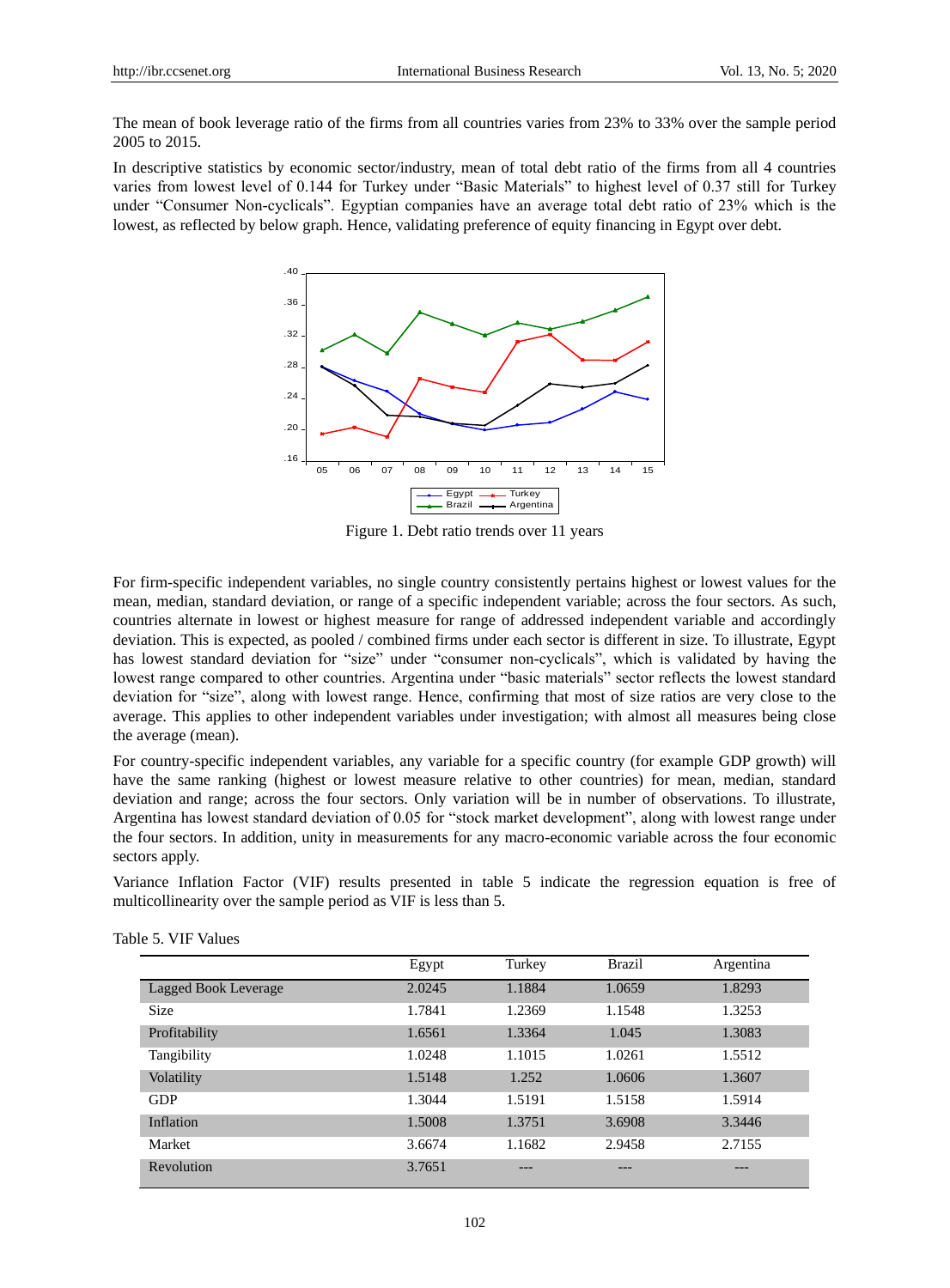The mean of book leverage ratio of the firms from all countries varies from 23% to 33% over the sample period 2005 to 2015.

In descriptive statistics by economic sector/industry, mean of total debt ratio of the firms from all 4 countries varies from lowest level of 0.144 for Turkey under "Basic Materials" to highest level of 0.37 still for Turkey under "Consumer Non-cyclicals". Egyptian companies have an average total debt ratio of 23% which is the lowest, as reflected by below graph. Hence, validating preference of equity financing in Egypt over debt.

Figure 1. Debt ratio trends over 11 years

For firm-specific independent variables, no single country consistently pertains highest or lowest values for the mean, median, standard deviation, or range of a specific independent variable; across the four sectors. As such, countries alternate in lowest or highest measure for range of addressed independent variable and accordingly deviation. This is expected, as pooled / combined firms under each sector is different in size. To illustrate, Egypt has lowest standard deviation for "size" under "consumer non-cyclicals", which is validated by having the lowest range compared to other countries. Argentina under "basic materials" sector reflects the lowest standard deviation for "size", along with lowest range. Hence, confirming that most of size ratios are very close to the average. This applies to other independent variables under investigation; with almost all measures being close the average (mean).

For country-specific independent variables, any variable for a specific country (for example GDP growth) will have the same ranking (highest or lowest measure relative to other countries) for mean, median, standard deviation and range; across the four sectors. Only variation will be in number of observations. To illustrate, Argentina has lowest standard deviation of 0.05 for "stock market development", along with lowest range under the four sectors. In addition, unity in measurements for any macro-economic variable across the four economic sectors apply.

Variance Inflation Factor (VIF) results presented in table 5 indicate the regression equation is free of multicollinearity over the sample period as VIF is less than 5.

Table 5. VIF Values

| | Egypt | Turkey | Brazil | Argentina |
|---|---|---|---|---|
| Lagged Book Leverage | 2.0245 | 1.1884 | 1.0659 | 1.8293 |
| Size | 1.7841 | 1.2369 | 1.1548 | 1.3253 |
| Profitability | 1.6561 | 1.3364 | 1.045 | 1.3083 |
| Tangibility | 1.0248 | 1.1015 | 1.0261 | 1.5512 |
| Volatility | 1.5148 | 1.252 | 1.0606 | 1.3607 |
| GDP | 1.3044 | 1.5191 | 1.5158 | 1.5914 |
| Inflation | 1.5008 | 1.3751 | 3.6908 | 3.3446 |
| Market | 3.6674 | 1.1682 | 2.9458 | 2.7155 |
| Revolution | 3.7651 | --- | --- | --- |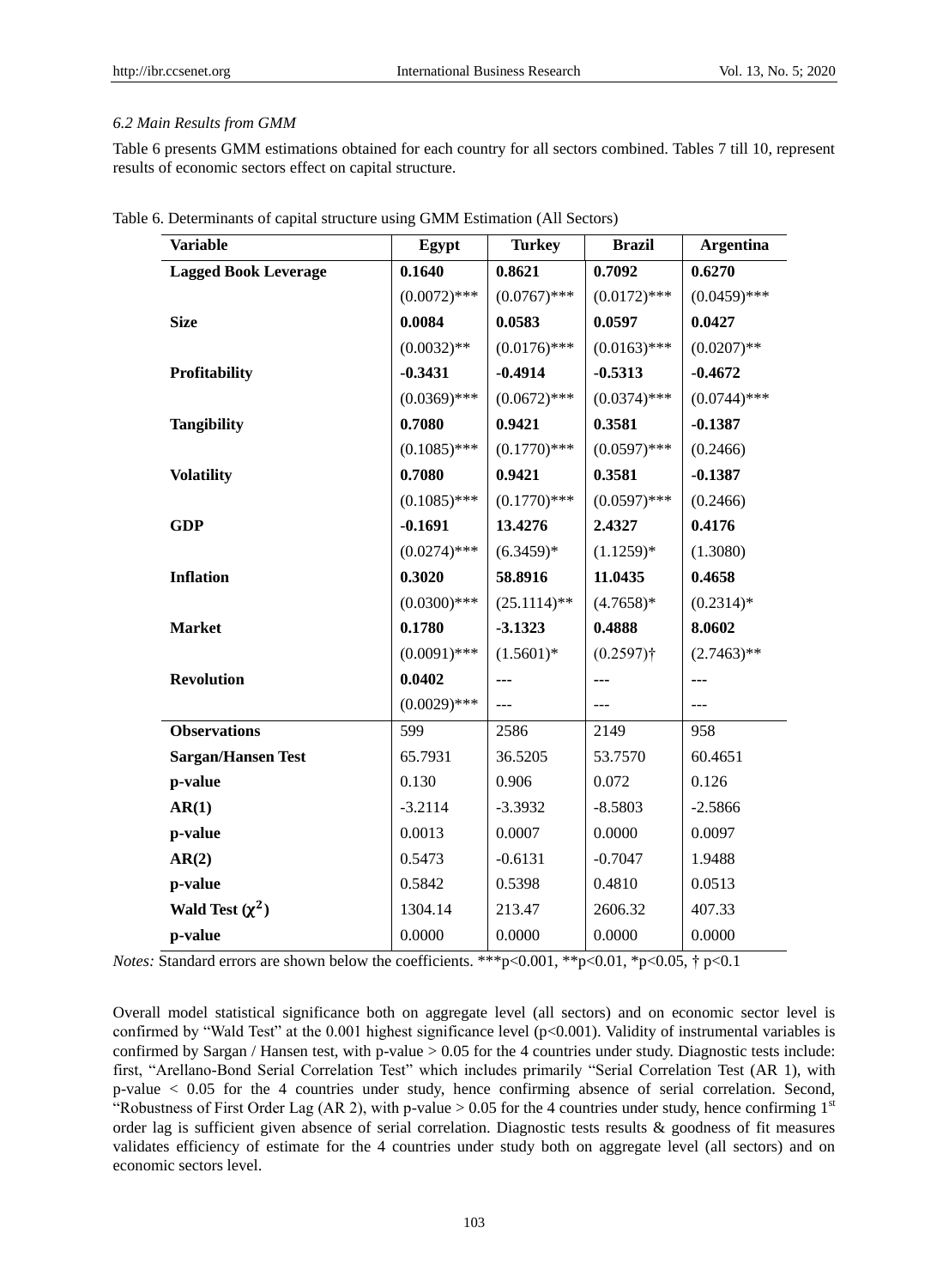*6.2 Main Results from GMM*

Table 6 presents GMM estimations obtained for each country for all sectors combined. Tables 7 till 10, represent results of economic sectors effect on capital structure.

Table 6. Determinants of capital structure using GMM Estimation (All Sectors)

| Variable | Egypt | Turkey | Brazil | Argentina |
|---|---|---|---|---|
| **Lagged Book Leverage** | **0.1640** | **0.8621** | **0.7092** | **0.6270** |
| | (0.0072)*** | (0.0767)*** | (0.0172)*** | (0.0459)*** |
| **Size** | **0.0084** | **0.0583** | **0.0597** | **0.0427** |
| | (0.0032)** | (0.0176)*** | (0.0163)*** | (0.0207)** |
| **Profitability** | **-0.3431** | **-0.4914** | **-0.5313** | **-0.4672** |
| | (0.0369)*** | (0.0672)*** | (0.0374)*** | (0.0744)*** |
| **Tangibility** | **0.7080** | **0.9421** | **0.3581** | **-0.1387** |
| | (0.1085)*** | (0.1770)*** | (0.0597)*** | (0.2466) |
| **Volatility** | **0.7080** | **0.9421** | **0.3581** | **-0.1387** |
| | (0.1085)*** | (0.1770)*** | (0.0597)*** | (0.2466) |
| **GDP** | **-0.1691** | **13.4276** | **2.4327** | **0.4176** |
| | (0.0274)*** | (6.3459)* | (1.1259)* | (1.3080) |
| **Inflation** | **0.3020** | **58.8916** | **11.0435** | **0.4658** |
| | (0.0300)*** | (25.1114)** | (4.7658)* | (0.2314)* |
| **Market** | **0.1780** | **-3.1323** | **0.4888** | **8.0602** |
| | (0.0091)*** | (1.5601)* | (0.2597)† | (2.7463)** |
| **Revolution** | **0.0402** | --- | --- | --- |
| | (0.0029)*** | --- | --- | --- |
| **Observations** | 599 | 2586 | 2149 | 958 |
| **Sargan/Hansen Test** | 65.7931 | 36.5205 | 53.7570 | 60.4651 |
| **p-value** | 0.130 | 0.906 | 0.072 | 0.126 |
| **AR(1)** | -3.2114 | -3.3932 | -8.5803 | -2.5866 |
| **p-value** | 0.0013 | 0.0007 | 0.0000 | 0.0097 |
| **AR(2)** | 0.5473 | -0.6131 | -0.7047 | 1.9488 |
| **p-value** | 0.5842 | 0.5398 | 0.4810 | 0.0513 |
| **Wald Test ($\chi^2$)** | 1304.14 | 213.47 | 2606.32 | 407.33 |
| **p-value** | 0.0000 | 0.0000 | 0.0000 | 0.0000 |

*Notes:* Standard errors are shown below the coefficients. ***p<0.001, **p<0.01, *p<0.05, † p<0.1

Overall model statistical significance both on aggregate level (all sectors) and on economic sector level is confirmed by "Wald Test" at the 0.001 highest significance level ($p<0.001$). Validity of instrumental variables is confirmed by Sargan / Hansen test, with p-value > 0.05 for the 4 countries under study. Diagnostic tests include: first, "Arellano-Bond Serial Correlation Test" which includes primarily "Serial Correlation Test (AR 1), with p-value < 0.05 for the 4 countries under study, hence confirming absence of serial correlation. Second, "Robustness of First Order Lag (AR 2), with p-value > 0.05 for the 4 countries under study, hence confirming 1st order lag is sufficient given absence of serial correlation. Diagnostic tests results & goodness of fit measures validates efficiency of estimate for the 4 countries under study both on aggregate level (all sectors) and on economic sectors level.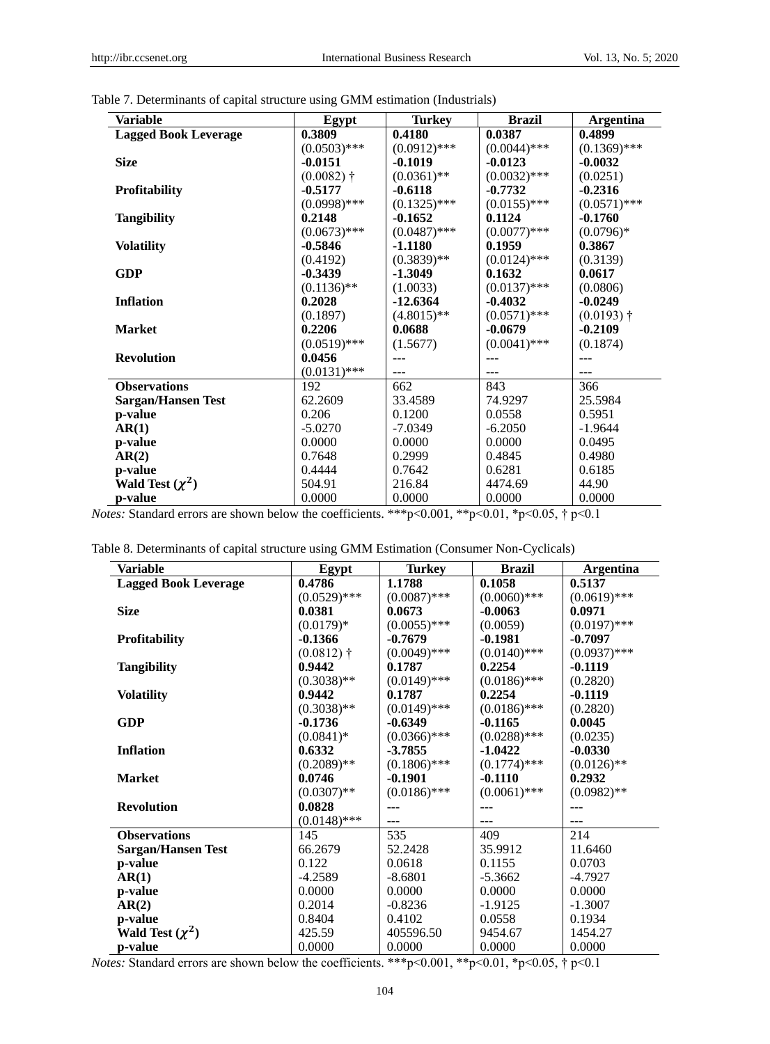Table 7. Determinants of capital structure using GMM estimation (Industrials)

| Variable | Egypt | Turkey | Brazil | Argentina |
|---|---|---|---|---|
| **Lagged Book Leverage** | **0.3809** | **0.4180** | **0.0387** | **0.4899** |
| | (0.0503)*** | (0.0912)*** | (0.0044)*** | (0.1369)*** |
| **Size** | **-0.0151** | **-0.1019** | **-0.0123** | **-0.0032** |
| | (0.0082) † | (0.0361)** | (0.0032)*** | (0.0251) |
| **Profitability** | **-0.5177** | **-0.6118** | **-0.7732** | **-0.2316** |
| | (0.0998)*** | (0.1325)*** | (0.0155)*** | (0.0571)*** |
| **Tangibility** | **0.2148** | **-0.1652** | **0.1124** | **-0.1760** |
| | (0.0673)*** | (0.0487)*** | (0.0077)*** | (0.0796)* |
| **Volatility** | **-0.5846** | **-1.1180** | **0.1959** | **0.3867** |
| | (0.4192) | (0.3839)** | (0.0124)*** | (0.3139) |
| **GDP** | **-0.3439** | **-1.3049** | **0.1632** | **0.0617** |
| | (0.1136)** | (1.0033) | (0.0137)*** | (0.0806) |
| **Inflation** | **0.2028** | **-12.6364** | **-0.4032** | **-0.0249** |
| | (0.1897) | (4.8015)** | (0.0571)*** | (0.0193) † |
| **Market** | **0.2206** | **0.0688** | **-0.0679** | **-0.2109** |
| | (0.0519)*** | (1.5677) | (0.0041)*** | (0.1874) |
| **Revolution** | **0.0456** | --- | --- | --- |
| | (0.0131)*** | --- | --- | --- |
| **Observations** | 192 | 662 | 843 | 366 |
| **Sargan/Hansen Test** | 62.2609 | 33.4589 | 74.9297 | 25.5984 |
| **p-value** | 0.206 | 0.1200 | 0.0558 | 0.5951 |
| **AR(1)** | -5.0270 | -7.0349 | -6.2050 | -1.9644 |
| **p-value** | 0.0000 | 0.0000 | 0.0000 | 0.0495 |
| **AR(2)** | 0.7648 | 0.2999 | 0.4845 | 0.4980 |
| **p-value** | 0.4444 | 0.7642 | 0.6281 | 0.6185 |
| **Wald Test ($\chi^2$)** | 504.91 | 216.84 | 4474.69 | 44.90 |
| **p-value** | 0.0000 | 0.0000 | 0.0000 | 0.0000 |

*Notes:* Standard errors are shown below the coefficients. ***p<0.001, **p<0.01, *p<0.05, † p<0.1

Table 8. Determinants of capital structure using GMM Estimation (Consumer Non-Cyclicals)

| Variable | Egypt | Turkey | Brazil | Argentina |
|---|---|---|---|---|
| **Lagged Book Leverage** | **0.4786** | **1.1788** | **0.1058** | **0.5137** |
| | (0.0529)*** | (0.0087)*** | (0.0060)*** | (0.0619)*** |
| **Size** | **0.0381** | **0.0673** | **-0.0063** | **0.0971** |
| | (0.0179)* | (0.0055)*** | (0.0059) | (0.0197)*** |
| **Profitability** | **-0.1366** | **-0.7679** | **-0.1981** | **-0.7097** |
| | (0.0812) † | (0.0049)*** | (0.0140)*** | (0.0937)*** |
| **Tangibility** | **0.9442** | **0.1787** | **0.2254** | **-0.1119** |
| | (0.3038)** | (0.0149)*** | (0.0186)*** | (0.2820) |
| **Volatility** | **0.9442** | **0.1787** | **0.2254** | **-0.1119** |
| | (0.3038)** | (0.0149)*** | (0.0186)*** | (0.2820) |
| **GDP** | **-0.1736** | **-0.6349** | **-0.1165** | **0.0045** |
| | (0.0841)* | (0.0366)*** | (0.0288)*** | (0.0235) |
| **Inflation** | **0.6332** | **-3.7855** | **-1.0422** | **-0.0330** |
| | (0.2089)** | (0.1806)*** | (0.1774)*** | (0.0126)** |
| **Market** | **0.0746** | **-0.1901** | **-0.1110** | **0.2932** |
| | (0.0307)** | (0.0186)*** | (0.0061)*** | (0.0982)** |
| **Revolution** | **0.0828** | --- | --- | --- |
| | (0.0148)*** | --- | --- | --- |
| **Observations** | 145 | 535 | 409 | 214 |
| **Sargan/Hansen Test** | 66.2679 | 52.2428 | 35.9912 | 11.6460 |
| **p-value** | 0.122 | 0.0618 | 0.1155 | 0.0703 |
| **AR(1)** | -4.2589 | -8.6801 | -5.3662 | -4.7927 |
| **p-value** | 0.0000 | 0.0000 | 0.0000 | 0.0000 |
| **AR(2)** | 0.2014 | -0.8236 | -1.9125 | -1.3007 |
| **p-value** | 0.8404 | 0.4102 | 0.0558 | 0.1934 |
| **Wald Test ($\chi^2$)** | 425.59 | 405596.50 | 9454.67 | 1454.27 |
| **p-value** | 0.0000 | 0.0000 | 0.0000 | 0.0000 |

*Notes:* Standard errors are shown below the coefficients. ***p<0.001, **p<0.01, *p<0.05, † p<0.1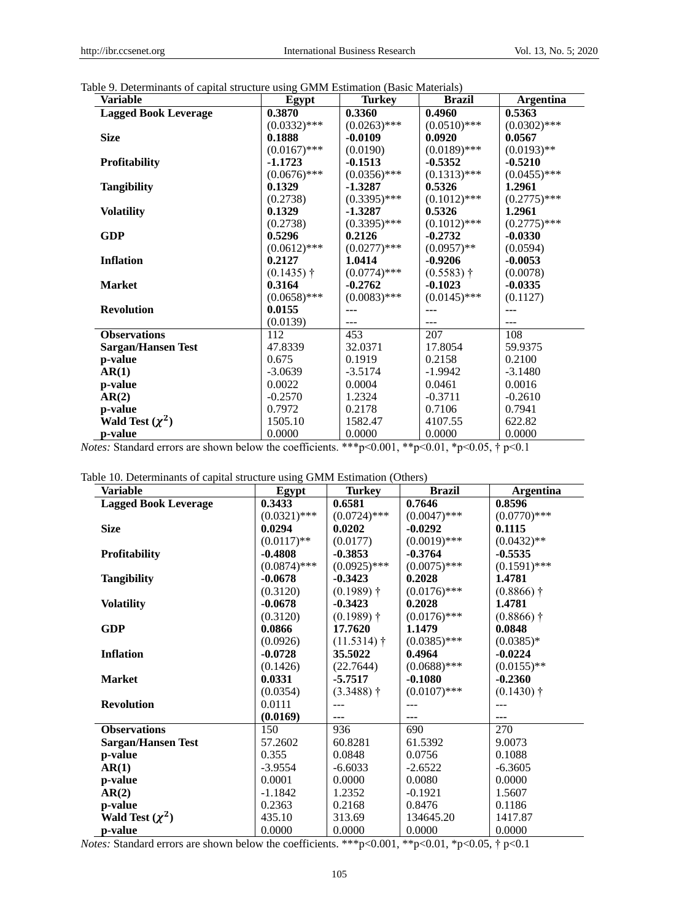Table 9. Determinants of capital structure using GMM Estimation (Basic Materials)

| Variable | Egypt | Turkey | Brazil | Argentina |
|---|---|---|---|---|
| **Lagged Book Leverage** | **0.3870** | **0.3360** | **0.4960** | **0.5363** |
| | (0.0332)*** | (0.0263)*** | (0.0510)*** | (0.0302)*** |
| **Size** | **0.1888** | **-0.0109** | **0.0920** | **0.0567** |
| | (0.0167)*** | (0.0190) | (0.0189)*** | (0.0193)** |
| **Profitability** | **-1.1723** | **-0.1513** | **-0.5352** | **-0.5210** |
| | (0.0676)*** | (0.0356)*** | (0.1313)*** | (0.0455)*** |
| **Tangibility** | **0.1329** | **-1.3287** | **0.5326** | **1.2961** |
| | (0.2738) | (0.3395)*** | (0.1012)*** | (0.2775)*** |
| **Volatility** | **0.1329** | **-1.3287** | **0.5326** | **1.2961** |
| | (0.2738) | (0.3395)*** | (0.1012)*** | (0.2775)*** |
| **GDP** | **0.5296** | **0.2126** | **-0.2732** | **-0.0330** |
| | (0.0612)*** | (0.0277)*** | (0.0957)** | (0.0594) |
| **Inflation** | **0.2127** | **1.0414** | **-0.9206** | **-0.0053** |
| | (0.1435) † | (0.0774)*** | (0.5583) † | (0.0078) |
| **Market** | **0.3164** | **-0.2762** | **-0.1023** | **-0.0335** |
| | (0.0658)*** | (0.0083)*** | (0.0145)*** | (0.1127) |
| **Revolution** | **0.0155** | --- | --- | --- |
| | (0.0139) | --- | --- | --- |
| **Observations** | 112 | 453 | 207 | 108 |
| **Sargan/Hansen Test** | 47.8339 | 32.0371 | 17.8054 | 59.9375 |
| **p-value** | 0.675 | 0.1919 | 0.2158 | 0.2100 |
| **AR(1)** | -3.0639 | -3.5174 | -1.9942 | -3.1480 |
| **p-value** | 0.0022 | 0.0004 | 0.0461 | 0.0016 |
| **AR(2)** | -0.2570 | 1.2324 | -0.3711 | -0.2610 |
| **p-value** | 0.7972 | 0.2178 | 0.7106 | 0.7941 |
| **Wald Test ($\chi^2$)** | 1505.10 | 1582.47 | 4107.55 | 622.82 |
| **p-value** | 0.0000 | 0.0000 | 0.0000 | 0.0000 |

*Notes:* Standard errors are shown below the coefficients. ***p<0.001, **p<0.01, *p<0.05, † p<0.1

Table 10. Determinants of capital structure using GMM Estimation (Others)

| Variable | Egypt | Turkey | Brazil | Argentina |
|---|---|---|---|---|
| **Lagged Book Leverage** | **0.3433** | **0.6581** | **0.7646** | **0.8596** |
| | (0.0321)*** | (0.0724)*** | (0.0047)*** | (0.0770)*** |
| **Size** | **0.0294** | **0.0202** | **-0.0292** | **0.1115** |
| | (0.0117)** | (0.0177) | (0.0019)*** | (0.0432)** |
| **Profitability** | **-0.4808** | **-0.3853** | **-0.3764** | **-0.5535** |
| | (0.0874)*** | (0.0925)*** | (0.0075)*** | (0.1591)*** |
| **Tangibility** | **-0.0678** | **-0.3423** | **0.2028** | **1.4781** |
| | (0.3120) | (0.1989) † | (0.0176)*** | (0.8866) † |
| **Volatility** | **-0.0678** | **-0.3423** | **0.2028** | **1.4781** |
| | (0.3120) | (0.1989) † | (0.0176)*** | (0.8866) † |
| **GDP** | **0.0866** | **17.7620** | **1.1479** | **0.0848** |
| | (0.0926) | (11.5314) † | (0.0385)*** | (0.0385)* |
| **Inflation** | **-0.0728** | **35.5022** | **0.4964** | **-0.0224** |
| | (0.1426) | (22.7644) | (0.0688)*** | (0.0155)** |
| **Market** | **0.0331** | **-5.7517** | **-0.1080** | **-0.2360** |
| | (0.0354) | (3.3488) † | (0.0107)*** | (0.1430) † |
| **Revolution** | 0.0111 | --- | --- | --- |
| | **(0.0169)** | --- | --- | --- |
| **Observations** | 150 | 936 | 690 | 270 |
| **Sargan/Hansen Test** | 57.2602 | 60.8281 | 61.5392 | 9.0073 |
| **p-value** | 0.355 | 0.0848 | 0.0756 | 0.1088 |
| **AR(1)** | -3.9554 | -6.6033 | -2.6522 | -6.3605 |
| **p-value** | 0.0001 | 0.0000 | 0.0080 | 0.0000 |
| **AR(2)** | -1.1842 | 1.2352 | -0.1921 | 1.5607 |
| **p-value** | 0.2363 | 0.2168 | 0.8476 | 0.1186 |
| **Wald Test ($\chi^2$)** | 435.10 | 313.69 | 134645.20 | 1417.87 |
| **p-value** | 0.0000 | 0.0000 | 0.0000 | 0.0000 |

*Notes:* Standard errors are shown below the coefficients. ***p<0.001, **p<0.01, *p<0.05, † p<0.1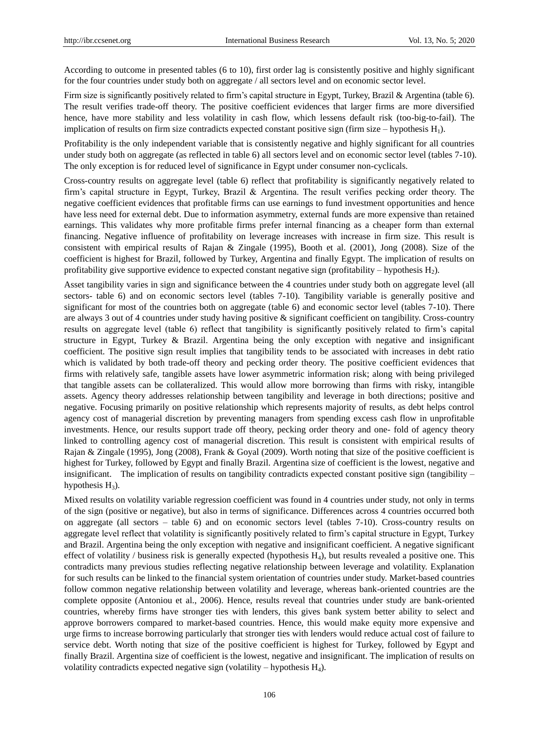According to outcome in presented tables (6 to 10), first order lag is consistently positive and highly significant for the four countries under study both on aggregate / all sectors level and on economic sector level.

Firm size is significantly positively related to firm's capital structure in Egypt, Turkey, Brazil & Argentina (table 6). The result verifies trade-off theory. The positive coefficient evidences that larger firms are more diversified hence, have more stability and less volatility in cash flow, which lessens default risk (too-big-to-fail). The implication of results on firm size contradicts expected constant positive sign (firm size – hypothesis $H_1$).

Profitability is the only independent variable that is consistently negative and highly significant for all countries under study both on aggregate (as reflected in table 6) all sectors level and on economic sector level (tables 7-10). The only exception is for reduced level of significance in Egypt under consumer non-cyclicals.

Cross-country results on aggregate level (table 6) reflect that profitability is significantly negatively related to firm's capital structure in Egypt, Turkey, Brazil & Argentina. The result verifies pecking order theory. The negative coefficient evidences that profitable firms can use earnings to fund investment opportunities and hence have less need for external debt. Due to information asymmetry, external funds are more expensive than retained earnings. This validates why more profitable firms prefer internal financing as a cheaper form than external financing. Negative influence of profitability on leverage increases with increase in firm size. This result is consistent with empirical results of Rajan & Zingale (1995), Booth et al. (2001), Jong (2008). Size of the coefficient is highest for Brazil, followed by Turkey, Argentina and finally Egypt. The implication of results on profitability give supportive evidence to expected constant negative sign (profitability – hypothesis $H_2$).

Asset tangibility varies in sign and significance between the 4 countries under study both on aggregate level (all sectors- table 6) and on economic sectors level (tables 7-10). Tangibility variable is generally positive and significant for most of the countries both on aggregate (table 6) and economic sector level (tables 7-10). There are always 3 out of 4 countries under study having positive & significant coefficient on tangibility. Cross-country results on aggregate level (table 6) reflect that tangibility is significantly positively related to firm's capital structure in Egypt, Turkey & Brazil. Argentina being the only exception with negative and insignificant coefficient. The positive sign result implies that tangibility tends to be associated with increases in debt ratio which is validated by both trade-off theory and pecking order theory. The positive coefficient evidences that firms with relatively safe, tangible assets have lower asymmetric information risk; along with being privileged that tangible assets can be collateralized. This would allow more borrowing than firms with risky, intangible assets. Agency theory addresses relationship between tangibility and leverage in both directions; positive and negative. Focusing primarily on positive relationship which represents majority of results, as debt helps control agency cost of managerial discretion by preventing managers from spending excess cash flow in unprofitable investments. Hence, our results support trade off theory, pecking order theory and one- fold of agency theory linked to controlling agency cost of managerial discretion. This result is consistent with empirical results of Rajan & Zingale (1995), Jong (2008), Frank & Goyal (2009). Worth noting that size of the positive coefficient is highest for Turkey, followed by Egypt and finally Brazil. Argentina size of coefficient is the lowest, negative and insignificant. The implication of results on tangibility contradicts expected constant positive sign (tangibility – hypothesis $H_3$).

Mixed results on volatility variable regression coefficient was found in 4 countries under study, not only in terms of the sign (positive or negative), but also in terms of significance. Differences across 4 countries occurred both on aggregate (all sectors – table 6) and on economic sectors level (tables 7-10). Cross-country results on aggregate level reflect that volatility is significantly positively related to firm's capital structure in Egypt, Turkey and Brazil. Argentina being the only exception with negative and insignificant coefficient. A negative significant effect of volatility / business risk is generally expected (hypothesis $H_4$), but results revealed a positive one. This contradicts many previous studies reflecting negative relationship between leverage and volatility. Explanation for such results can be linked to the financial system orientation of countries under study. Market-based countries follow common negative relationship between volatility and leverage, whereas bank-oriented countries are the complete opposite (Antoniou et al., 2006). Hence, results reveal that countries under study are bank-oriented countries, whereby firms have stronger ties with lenders, this gives bank system better ability to select and approve borrowers compared to market-based countries. Hence, this would make equity more expensive and urge firms to increase borrowing particularly that stronger ties with lenders would reduce actual cost of failure to service debt. Worth noting that size of the positive coefficient is highest for Turkey, followed by Egypt and finally Brazil. Argentina size of coefficient is the lowest, negative and insignificant. The implication of results on volatility contradicts expected negative sign (volatility – hypothesis $H_4$).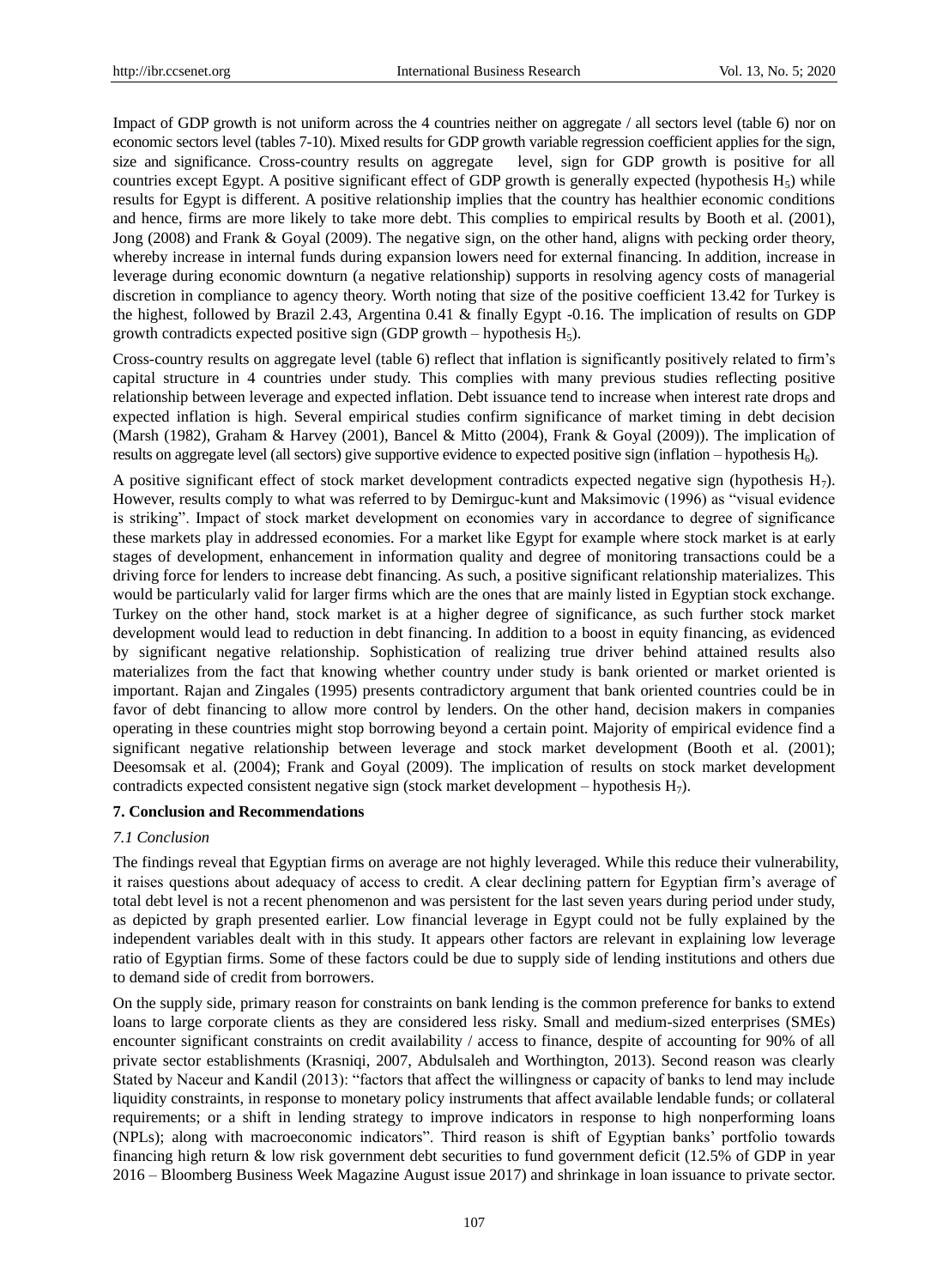Impact of GDP growth is not uniform across the 4 countries neither on aggregate / all sectors level (table 6) nor on economic sectors level (tables 7-10). Mixed results for GDP growth variable regression coefficient applies for the sign, size and significance. Cross-country results on aggregate level, sign for GDP growth is positive for all countries except Egypt. A positive significant effect of GDP growth is generally expected (hypothesis $H_5$) while results for Egypt is different. A positive relationship implies that the country has healthier economic conditions and hence, firms are more likely to take more debt. This complies to empirical results by Booth et al. (2001), Jong (2008) and Frank & Goyal (2009). The negative sign, on the other hand, aligns with pecking order theory, whereby increase in internal funds during expansion lowers need for external financing. In addition, increase in leverage during economic downturn (a negative relationship) supports in resolving agency costs of managerial discretion in compliance to agency theory. Worth noting that size of the positive coefficient 13.42 for Turkey is the highest, followed by Brazil 2.43, Argentina 0.41 & finally Egypt -0.16. The implication of results on GDP growth contradicts expected positive sign (GDP growth – hypothesis $H_5$).

Cross-country results on aggregate level (table 6) reflect that inflation is significantly positively related to firm's capital structure in 4 countries under study. This complies with many previous studies reflecting positive relationship between leverage and expected inflation. Debt issuance tend to increase when interest rate drops and expected inflation is high. Several empirical studies confirm significance of market timing in debt decision (Marsh (1982), Graham & Harvey (2001), Bancel & Mitto (2004), Frank & Goyal (2009)). The implication of results on aggregate level (all sectors) give supportive evidence to expected positive sign (inflation – hypothesis $H_6$).

A positive significant effect of stock market development contradicts expected negative sign (hypothesis $H_7$). However, results comply to what was referred to by Demirguc-kunt and Maksimovic (1996) as "visual evidence is striking". Impact of stock market development on economies vary in accordance to degree of significance these markets play in addressed economies. For a market like Egypt for example where stock market is at early stages of development, enhancement in information quality and degree of monitoring transactions could be a driving force for lenders to increase debt financing. As such, a positive significant relationship materializes. This would be particularly valid for larger firms which are the ones that are mainly listed in Egyptian stock exchange. Turkey on the other hand, stock market is at a higher degree of significance, as such further stock market development would lead to reduction in debt financing. In addition to a boost in equity financing, as evidenced by significant negative relationship. Sophistication of realizing true driver behind attained results also materializes from the fact that knowing whether country under study is bank oriented or market oriented is important. Rajan and Zingales (1995) presents contradictory argument that bank oriented countries could be in favor of debt financing to allow more control by lenders. On the other hand, decision makers in companies operating in these countries might stop borrowing beyond a certain point. Majority of empirical evidence find a significant negative relationship between leverage and stock market development (Booth et al. (2001); Deesomsak et al. (2004); Frank and Goyal (2009). The implication of results on stock market development contradicts expected consistent negative sign (stock market development – hypothesis $H_7$).

## 7. Conclusion and Recommendations

### *7.1 Conclusion*

The findings reveal that Egyptian firms on average are not highly leveraged. While this reduce their vulnerability, it raises questions about adequacy of access to credit. A clear declining pattern for Egyptian firm's average of total debt level is not a recent phenomenon and was persistent for the last seven years during period under study, as depicted by graph presented earlier. Low financial leverage in Egypt could not be fully explained by the independent variables dealt with in this study. It appears other factors are relevant in explaining low leverage ratio of Egyptian firms. Some of these factors could be due to supply side of lending institutions and others due to demand side of credit from borrowers.

On the supply side, primary reason for constraints on bank lending is the common preference for banks to extend loans to large corporate clients as they are considered less risky. Small and medium-sized enterprises (SMEs) encounter significant constraints on credit availability / access to finance, despite of accounting for 90% of all private sector establishments (Krasniqi, 2007, Abdulsaleh and Worthington, 2013). Second reason was clearly Stated by Naceur and Kandil (2013): "factors that affect the willingness or capacity of banks to lend may include liquidity constraints, in response to monetary policy instruments that affect available lendable funds; or collateral requirements; or a shift in lending strategy to improve indicators in response to high nonperforming loans (NPLs); along with macroeconomic indicators". Third reason is shift of Egyptian banks' portfolio towards financing high return & low risk government debt securities to fund government deficit (12.5% of GDP in year 2016 – Bloomberg Business Week Magazine August issue 2017) and shrinkage in loan issuance to private sector.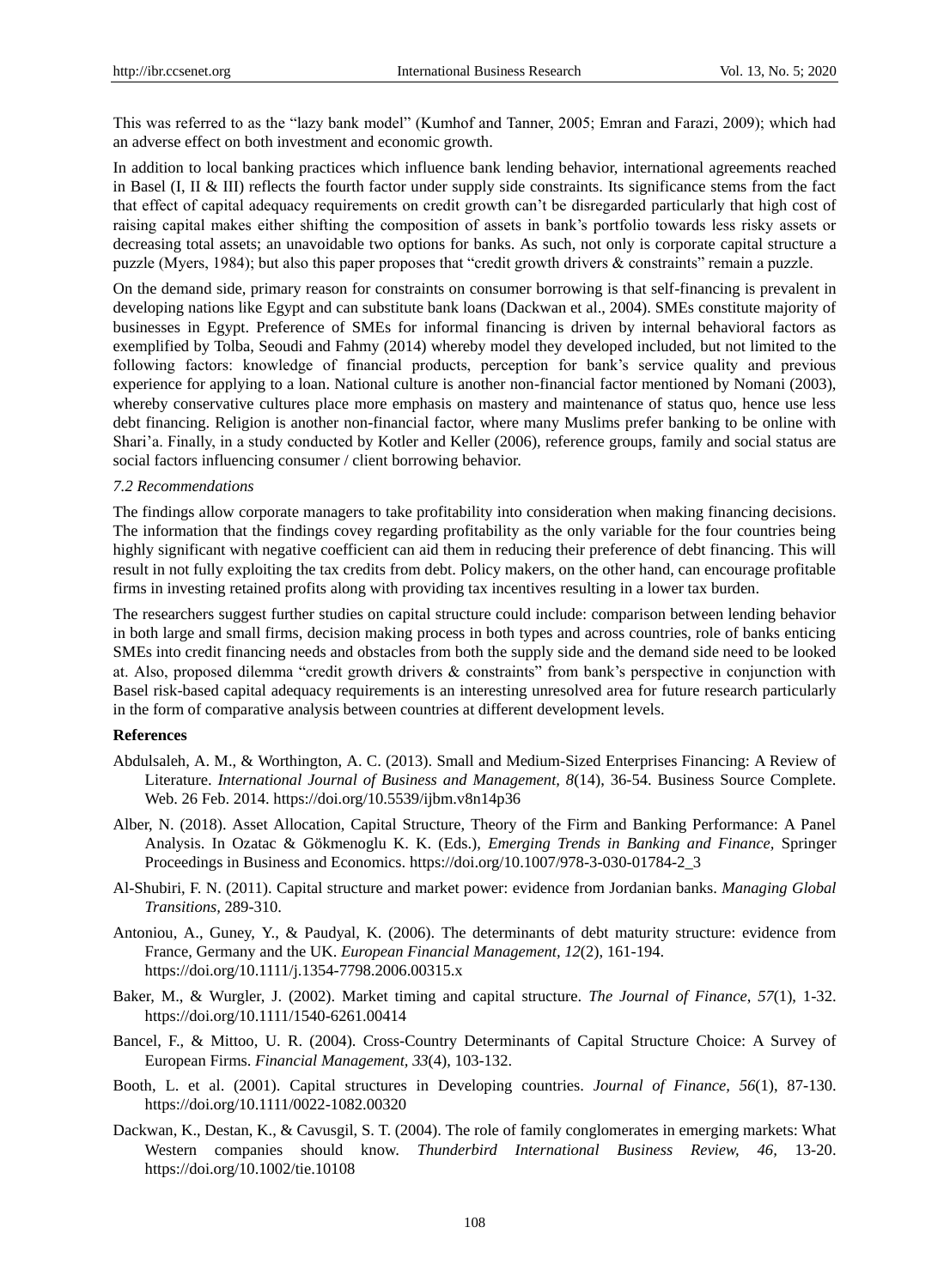This was referred to as the "lazy bank model" (Kumhof and Tanner, 2005; Emran and Farazi, 2009); which had an adverse effect on both investment and economic growth.

In addition to local banking practices which influence bank lending behavior, international agreements reached in Basel (I, II & III) reflects the fourth factor under supply side constraints. Its significance stems from the fact that effect of capital adequacy requirements on credit growth can't be disregarded particularly that high cost of raising capital makes either shifting the composition of assets in bank's portfolio towards less risky assets or decreasing total assets; an unavoidable two options for banks. As such, not only is corporate capital structure a puzzle (Myers, 1984); but also this paper proposes that "credit growth drivers & constraints" remain a puzzle.

On the demand side, primary reason for constraints on consumer borrowing is that self-financing is prevalent in developing nations like Egypt and can substitute bank loans (Dackwan et al., 2004). SMEs constitute majority of businesses in Egypt. Preference of SMEs for informal financing is driven by internal behavioral factors as exemplified by Tolba, Seoudi and Fahmy (2014) whereby model they developed included, but not limited to the following factors: knowledge of financial products, perception for bank's service quality and previous experience for applying to a loan. National culture is another non-financial factor mentioned by Nomani (2003), whereby conservative cultures place more emphasis on mastery and maintenance of status quo, hence use less debt financing. Religion is another non-financial factor, where many Muslims prefer banking to be online with Shari'a. Finally, in a study conducted by Kotler and Keller (2006), reference groups, family and social status are social factors influencing consumer / client borrowing behavior.

### *7.2 Recommendations*

The findings allow corporate managers to take profitability into consideration when making financing decisions. The information that the findings covey regarding profitability as the only variable for the four countries being highly significant with negative coefficient can aid them in reducing their preference of debt financing. This will result in not fully exploiting the tax credits from debt. Policy makers, on the other hand, can encourage profitable firms in investing retained profits along with providing tax incentives resulting in a lower tax burden.

The researchers suggest further studies on capital structure could include: comparison between lending behavior in both large and small firms, decision making process in both types and across countries, role of banks enticing SMEs into credit financing needs and obstacles from both the supply side and the demand side need to be looked at. Also, proposed dilemma "credit growth drivers & constraints" from bank's perspective in conjunction with Basel risk-based capital adequacy requirements is an interesting unresolved area for future research particularly in the form of comparative analysis between countries at different development levels.

## References

Abdulsaleh, A. M., & Worthington, A. C. (2013). Small and Medium-Sized Enterprises Financing: A Review of Literature. *International Journal of Business and Management, 8*(14), 36-54. Business Source Complete. Web. 26 Feb. 2014. https://doi.org/10.5539/ijbm.v8n14p36

Alber, N. (2018). Asset Allocation, Capital Structure, Theory of the Firm and Banking Performance: A Panel Analysis. In Ozatac & Gökmenoglu K. K. (Eds.), *Emerging Trends in Banking and Finance,* Springer Proceedings in Business and Economics. https://doi.org/10.1007/978-3-030-01784-2_3

Al-Shubiri, F. N. (2011). Capital structure and market power: evidence from Jordanian banks. *Managing Global Transitions,* 289-310.

Antoniou, A., Guney, Y., & Paudyal, K. (2006). The determinants of debt maturity structure: evidence from France, Germany and the UK. *European Financial Management, 12*(2), 161-194. https://doi.org/10.1111/j.1354-7798.2006.00315.x

Baker, M., & Wurgler, J. (2002). Market timing and capital structure. *The Journal of Finance, 57*(1), 1-32. https://doi.org/10.1111/1540-6261.00414

Bancel, F., & Mittoo, U. R. (2004). Cross-Country Determinants of Capital Structure Choice: A Survey of European Firms. *Financial Management, 33*(4), 103-132.

Booth, L. et al. (2001). Capital structures in Developing countries. *Journal of Finance, 56*(1), 87-130. https://doi.org/10.1111/0022-1082.00320

Dackwan, K., Destan, K., & Cavusgil, S. T. (2004). The role of family conglomerates in emerging markets: What Western companies should know. *Thunderbird International Business Review, 46,* 13-20. https://doi.org/10.1002/tie.10108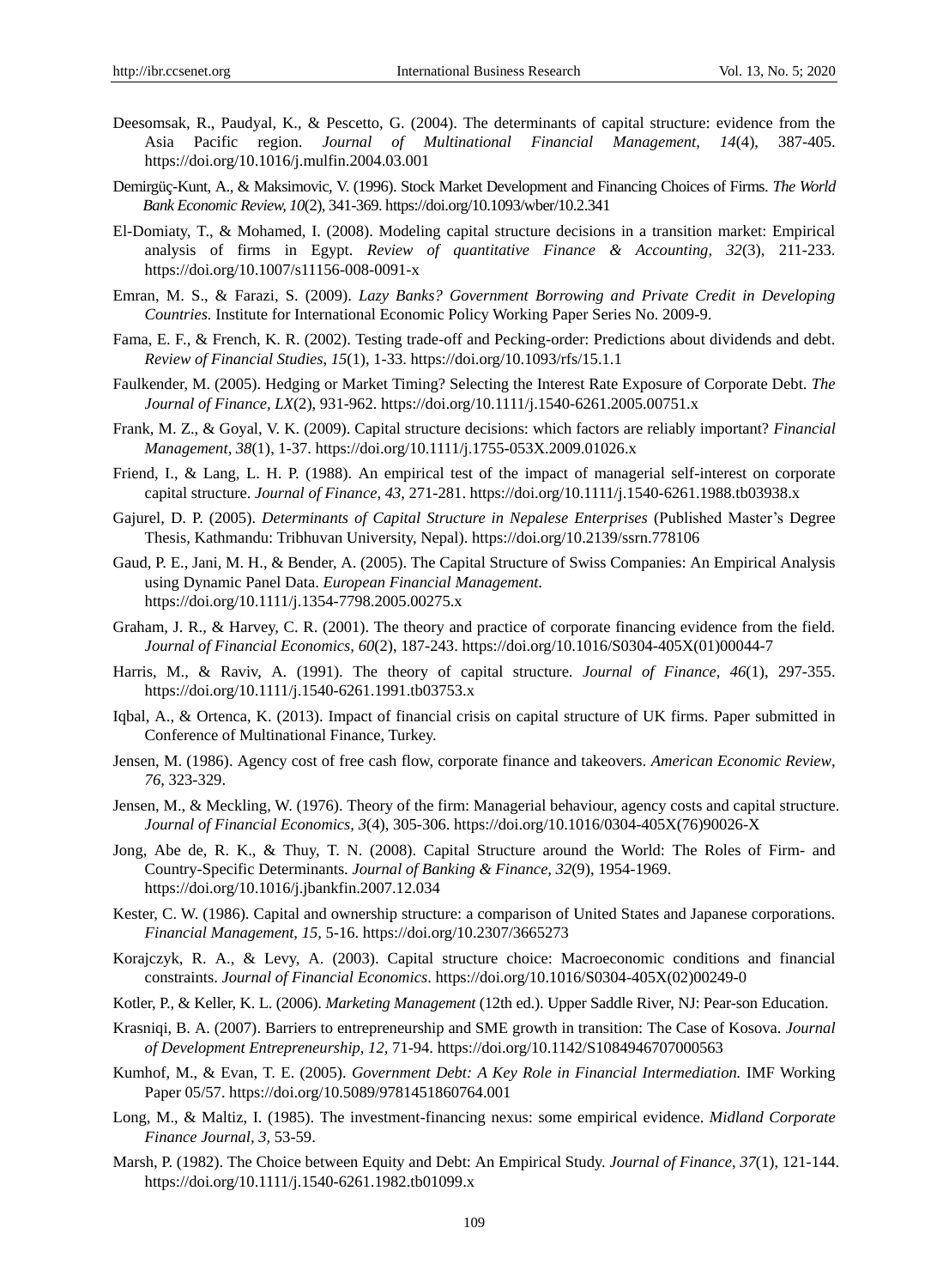Deesomsak, R., Paudyal, K., & Pescetto, G. (2004). The determinants of capital structure: evidence from the Asia Pacific region. *Journal of Multinational Financial Management, 14*(4), 387-405. https://doi.org/10.1016/j.mulfin.2004.03.001

Demirgüç-Kunt, A., & Maksimovic, V. (1996). Stock Market Development and Financing Choices of Firms. *The World Bank Economic Review, 10*(2), 341-369. https://doi.org/10.1093/wber/10.2.341

El-Domiaty, T., & Mohamed, I. (2008). Modeling capital structure decisions in a transition market: Empirical analysis of firms in Egypt. *Review of quantitative Finance & Accounting, 32*(3), 211-233. https://doi.org/10.1007/s11156-008-0091-x

Emran, M. S., & Farazi, S. (2009). *Lazy Banks? Government Borrowing and Private Credit in Developing Countries.* Institute for International Economic Policy Working Paper Series No. 2009-9.

Fama, E. F., & French, K. R. (2002). Testing trade-off and Pecking-order: Predictions about dividends and debt. *Review of Financial Studies, 15*(1), 1-33. https://doi.org/10.1093/rfs/15.1.1

Faulkender, M. (2005). Hedging or Market Timing? Selecting the Interest Rate Exposure of Corporate Debt. *The Journal of Finance, LX*(2), 931-962. https://doi.org/10.1111/j.1540-6261.2005.00751.x

Frank, M. Z., & Goyal, V. K. (2009). Capital structure decisions: which factors are reliably important? *Financial Management, 38*(1), 1-37. https://doi.org/10.1111/j.1755-053X.2009.01026.x

Friend, I., & Lang, L. H. P. (1988). An empirical test of the impact of managerial self-interest on corporate capital structure. *Journal of Finance, 43*, 271-281. https://doi.org/10.1111/j.1540-6261.1988.tb03938.x

Gajurel, D. P. (2005). *Determinants of Capital Structure in Nepalese Enterprises* (Published Master's Degree Thesis, Kathmandu: Tribhuvan University, Nepal). https://doi.org/10.2139/ssrn.778106

Gaud, P. E., Jani, M. H., & Bender, A. (2005). The Capital Structure of Swiss Companies: An Empirical Analysis using Dynamic Panel Data. *European Financial Management.* https://doi.org/10.1111/j.1354-7798.2005.00275.x

Graham, J. R., & Harvey, C. R. (2001). The theory and practice of corporate financing evidence from the field. *Journal of Financial Economics, 60*(2), 187-243. https://doi.org/10.1016/S0304-405X(01)00044-7

Harris, M., & Raviv, A. (1991). The theory of capital structure. *Journal of Finance, 46*(1), 297-355. https://doi.org/10.1111/j.1540-6261.1991.tb03753.x

Iqbal, A., & Ortenca, K. (2013). Impact of financial crisis on capital structure of UK firms. Paper submitted in Conference of Multinational Finance, Turkey.

Jensen, M. (1986). Agency cost of free cash flow, corporate finance and takeovers. *American Economic Review, 76,* 323-329.

Jensen, M., & Meckling, W. (1976). Theory of the firm: Managerial behaviour, agency costs and capital structure. *Journal of Financial Economics, 3*(4), 305-306. https://doi.org/10.1016/0304-405X(76)90026-X

Jong, Abe de, R. K., & Thuy, T. N. (2008). Capital Structure around the World: The Roles of Firm- and Country-Specific Determinants. *Journal of Banking & Finance, 32*(9), 1954-1969. https://doi.org/10.1016/j.jbankfin.2007.12.034

Kester, C. W. (1986). Capital and ownership structure: a comparison of United States and Japanese corporations. *Financial Management, 15*, 5-16. https://doi.org/10.2307/3665273

Korajczyk, R. A., & Levy, A. (2003). Capital structure choice: Macroeconomic conditions and financial constraints. *Journal of Financial Economics*. https://doi.org/10.1016/S0304-405X(02)00249-0

Kotler, P., & Keller, K. L. (2006). *Marketing Management* (12th ed.). Upper Saddle River, NJ: Pear-son Education.

Krasniqi, B. A. (2007). Barriers to entrepreneurship and SME growth in transition: The Case of Kosova. *Journal of Development Entrepreneurship, 12,* 71-94. https://doi.org/10.1142/S1084946707000563

Kumhof, M., & Evan, T. E. (2005). *Government Debt: A Key Role in Financial Intermediation.* IMF Working Paper 05/57. https://doi.org/10.5089/9781451860764.001

Long, M., & Maltiz, I. (1985). The investment-financing nexus: some empirical evidence. *Midland Corporate Finance Journal, 3,* 53-59.

Marsh, P. (1982). The Choice between Equity and Debt: An Empirical Study. *Journal of Finance, 37*(1), 121-144. https://doi.org/10.1111/j.1540-6261.1982.tb01099.x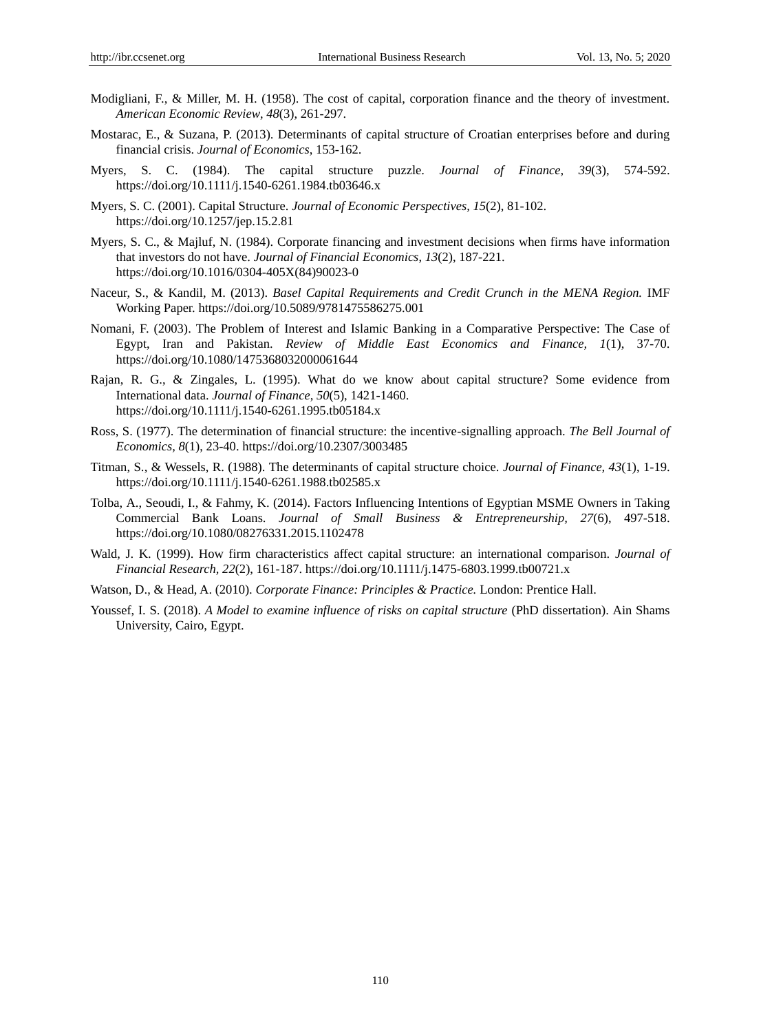Modigliani, F., & Miller, M. H. (1958). The cost of capital, corporation finance and the theory of investment. *American Economic Review*, *48*(3), 261-297.

Mostarac, E., & Suzana, P. (2013). Determinants of capital structure of Croatian enterprises before and during financial crisis. *Journal of Economics*, 153-162.

Myers, S. C. (1984). The capital structure puzzle. *Journal of Finance, 39*(3), 574-592. https://doi.org/10.1111/j.1540-6261.1984.tb03646.x

Myers, S. C. (2001). Capital Structure. *Journal of Economic Perspectives, 15*(2), 81-102. https://doi.org/10.1257/jep.15.2.81

Myers, S. C., & Majluf, N. (1984). Corporate financing and investment decisions when firms have information that investors do not have. *Journal of Financial Economics, 13*(2), 187-221. https://doi.org/10.1016/0304-405X(84)90023-0

Naceur, S., & Kandil, M. (2013). *Basel Capital Requirements and Credit Crunch in the MENA Region.* IMF Working Paper. https://doi.org/10.5089/9781475586275.001

Nomani, F. (2003). The Problem of Interest and Islamic Banking in a Comparative Perspective: The Case of Egypt, Iran and Pakistan. *Review of Middle East Economics and Finance, 1*(1), 37-70. https://doi.org/10.1080/1475368032000061644

Rajan, R. G., & Zingales, L. (1995). What do we know about capital structure? Some evidence from International data. *Journal of Finance, 50*(5), 1421-1460. https://doi.org/10.1111/j.1540-6261.1995.tb05184.x

Ross, S. (1977). The determination of financial structure: the incentive-signalling approach. *The Bell Journal of Economics, 8*(1), 23-40. https://doi.org/10.2307/3003485

Titman, S., & Wessels, R. (1988). The determinants of capital structure choice. *Journal of Finance, 43*(1), 1-19. https://doi.org/10.1111/j.1540-6261.1988.tb02585.x

Tolba, A., Seoudi, I., & Fahmy, K. (2014). Factors Influencing Intentions of Egyptian MSME Owners in Taking Commercial Bank Loans. *Journal of Small Business & Entrepreneurship, 27*(6), 497-518. https://doi.org/10.1080/08276331.2015.1102478

Wald, J. K. (1999). How firm characteristics affect capital structure: an international comparison. *Journal of Financial Research, 22*(2), 161-187. https://doi.org/10.1111/j.1475-6803.1999.tb00721.x

Watson, D., & Head, A. (2010). *Corporate Finance: Principles & Practice.* London: Prentice Hall.

Youssef, I. S. (2018). *A Model to examine influence of risks on capital structure* (PhD dissertation). Ain Shams University, Cairo, Egypt.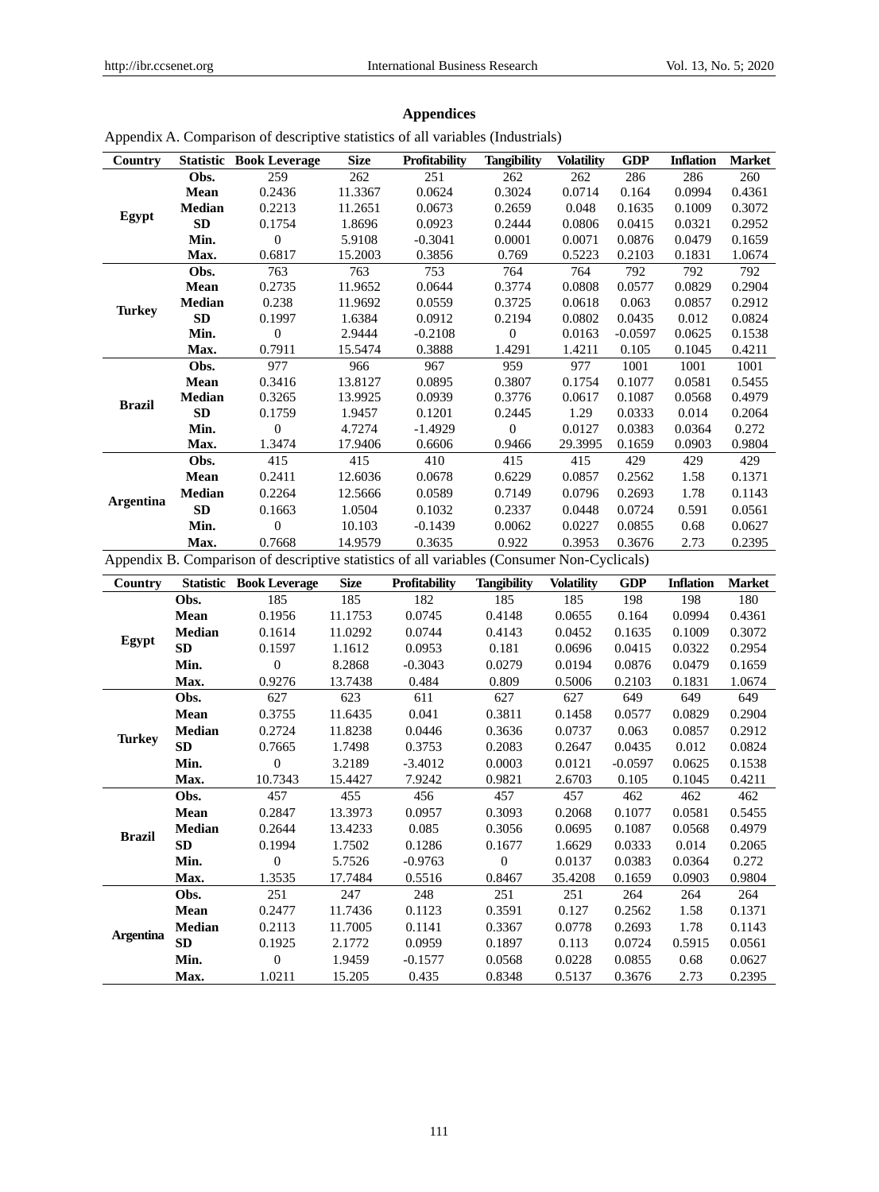## Appendices

Appendix A. Comparison of descriptive statistics of all variables (Industrials)

| Country | Statistic | Book Leverage | Size | Profitability | Tangibility | Volatility | GDP | Inflation | Market |
|---|---|---|---|---|---|---|---|---|---|
| Egypt | Obs. | 259 | 262 | 251 | 262 | 262 | 286 | 286 | 260 |
| | Mean | 0.2436 | 11.3367 | 0.0624 | 0.3024 | 0.0714 | 0.164 | 0.0994 | 0.4361 |
| | Median | 0.2213 | 11.2651 | 0.0673 | 0.2659 | 0.048 | 0.1635 | 0.1009 | 0.3072 |
| | SD | 0.1754 | 1.8696 | 0.0923 | 0.2444 | 0.0806 | 0.0415 | 0.0321 | 0.2952 |
| | Min. | 0 | 5.9108 | -0.3041 | 0.0001 | 0.0071 | 0.0876 | 0.0479 | 0.1659 |
| | Max. | 0.6817 | 15.2003 | 0.3856 | 0.769 | 0.5223 | 0.2103 | 0.1831 | 1.0674 |
| Turkey | Obs. | 763 | 763 | 753 | 764 | 764 | 792 | 792 | 792 |
| | Mean | 0.2735 | 11.9652 | 0.0644 | 0.3774 | 0.0808 | 0.0577 | 0.0829 | 0.2904 |
| | Median | 0.238 | 11.9692 | 0.0559 | 0.3725 | 0.0618 | 0.063 | 0.0857 | 0.2912 |
| | SD | 0.1997 | 1.6384 | 0.0912 | 0.2194 | 0.0802 | 0.0435 | 0.012 | 0.0824 |
| | Min. | 0 | 2.9444 | -0.2108 | 0 | 0.0163 | -0.0597 | 0.0625 | 0.1538 |
| | Max. | 0.7911 | 15.5474 | 0.3888 | 1.4291 | 1.4211 | 0.105 | 0.1045 | 0.4211 |
| Brazil | Obs. | 977 | 966 | 967 | 959 | 977 | 1001 | 1001 | 1001 |
| | Mean | 0.3416 | 13.8127 | 0.0895 | 0.3807 | 0.1754 | 0.1077 | 0.0581 | 0.5455 |
| | Median | 0.3265 | 13.9925 | 0.0939 | 0.3776 | 0.0617 | 0.1087 | 0.0568 | 0.4979 |
| | SD | 0.1759 | 1.9457 | 0.1201 | 0.2445 | 1.29 | 0.0333 | 0.014 | 0.2064 |
| | Min. | 0 | 4.7274 | -1.4929 | 0 | 0.0127 | 0.0383 | 0.0364 | 0.272 |
| | Max. | 1.3474 | 17.9406 | 0.6606 | 0.9466 | 29.3995 | 0.1659 | 0.0903 | 0.9804 |
| Argentina | Obs. | 415 | 415 | 410 | 415 | 415 | 429 | 429 | 429 |
| | Mean | 0.2411 | 12.6036 | 0.0678 | 0.6229 | 0.0857 | 0.2562 | 1.58 | 0.1371 |
| | Median | 0.2264 | 12.5666 | 0.0589 | 0.7149 | 0.0796 | 0.2693 | 1.78 | 0.1143 |
| | SD | 0.1663 | 1.0504 | 0.1032 | 0.2337 | 0.0448 | 0.0724 | 0.591 | 0.0561 |
| | Min. | 0 | 10.103 | -0.1439 | 0.0062 | 0.0227 | 0.0855 | 0.68 | 0.0627 |
| | Max. | 0.7668 | 14.9579 | 0.3635 | 0.922 | 0.3953 | 0.3676 | 2.73 | 0.2395 |

Appendix B. Comparison of descriptive statistics of all variables (Consumer Non-Cyclicals)

| Country | Statistic | Book Leverage | Size | Profitability | Tangibility | Volatility | GDP | Inflation | Market |
|---|---|---|---|---|---|---|---|---|---|
| Egypt | Obs. | 185 | 185 | 182 | 185 | 185 | 198 | 198 | 180 |
| | Mean | 0.1956 | 11.1753 | 0.0745 | 0.4148 | 0.0655 | 0.164 | 0.0994 | 0.4361 |
| | Median | 0.1614 | 11.0292 | 0.0744 | 0.4143 | 0.0452 | 0.1635 | 0.1009 | 0.3072 |
| | SD | 0.1597 | 1.1612 | 0.0953 | 0.181 | 0.0696 | 0.0415 | 0.0322 | 0.2954 |
| | Min. | 0 | 8.2868 | -0.3043 | 0.0279 | 0.0194 | 0.0876 | 0.0479 | 0.1659 |
| | Max. | 0.9276 | 13.7438 | 0.484 | 0.809 | 0.5006 | 0.2103 | 0.1831 | 1.0674 |
| Turkey | Obs. | 627 | 623 | 611 | 627 | 627 | 649 | 649 | 649 |
| | Mean | 0.3755 | 11.6435 | 0.041 | 0.3811 | 0.1458 | 0.0577 | 0.0829 | 0.2904 |
| | Median | 0.2724 | 11.8238 | 0.0446 | 0.3636 | 0.0737 | 0.063 | 0.0857 | 0.2912 |
| | SD | 0.7665 | 1.7498 | 0.3753 | 0.2083 | 0.2647 | 0.0435 | 0.012 | 0.0824 |
| | Min. | 0 | 3.2189 | -3.4012 | 0.0003 | 0.0121 | -0.0597 | 0.0625 | 0.1538 |
| | Max. | 10.7343 | 15.4427 | 7.9242 | 0.9821 | 2.6703 | 0.105 | 0.1045 | 0.4211 |
| Brazil | Obs. | 457 | 455 | 456 | 457 | 457 | 462 | 462 | 462 |
| | Mean | 0.2847 | 13.3973 | 0.0957 | 0.3093 | 0.2068 | 0.1077 | 0.0581 | 0.5455 |
| | Median | 0.2644 | 13.4233 | 0.085 | 0.3056 | 0.0695 | 0.1087 | 0.0568 | 0.4979 |
| | SD | 0.1994 | 1.7502 | 0.1286 | 0.1677 | 1.6629 | 0.0333 | 0.014 | 0.2065 |
| | Min. | 0 | 5.7526 | -0.9763 | 0 | 0.0137 | 0.0383 | 0.0364 | 0.272 |
| | Max. | 1.3535 | 17.7484 | 0.5516 | 0.8467 | 35.4208 | 0.1659 | 0.0903 | 0.9804 |
| Argentina | Obs. | 251 | 247 | 248 | 251 | 251 | 264 | 264 | 264 |
| | Mean | 0.2477 | 11.7436 | 0.1123 | 0.3591 | 0.127 | 0.2562 | 1.58 | 0.1371 |
| | Median | 0.2113 | 11.7005 | 0.1141 | 0.3367 | 0.0778 | 0.2693 | 1.78 | 0.1143 |
| | SD | 0.1925 | 2.1772 | 0.0959 | 0.1897 | 0.113 | 0.0724 | 0.5915 | 0.0561 |
| | Min. | 0 | 1.9459 | -0.1577 | 0.0568 | 0.0228 | 0.0855 | 0.68 | 0.0627 |
| | Max. | 1.0211 | 15.205 | 0.435 | 0.8348 | 0.5137 | 0.3676 | 2.73 | 0.2395 |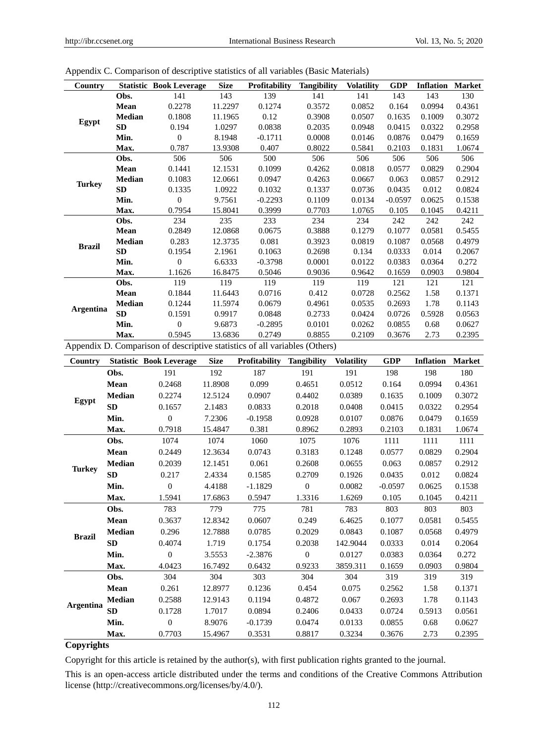Appendix C. Comparison of descriptive statistics of all variables (Basic Materials)

| Country | Statistic | Book Leverage | Size | Profitability | Tangibility | Volatility | GDP | Inflation | Market |
|---|---|---|---|---|---|---|---|---|---|
| Egypt | Obs. | 141 | 143 | 139 | 141 | 141 | 143 | 143 | 130 |
| | Mean | 0.2278 | 11.2297 | 0.1274 | 0.3572 | 0.0852 | 0.164 | 0.0994 | 0.4361 |
| | Median | 0.1808 | 11.1965 | 0.12 | 0.3908 | 0.0507 | 0.1635 | 0.1009 | 0.3072 |
| | SD | 0.194 | 1.0297 | 0.0838 | 0.2035 | 0.0948 | 0.0415 | 0.0322 | 0.2958 |
| | Min. | 0 | 8.1948 | -0.1711 | 0.0008 | 0.0146 | 0.0876 | 0.0479 | 0.1659 |
| | Max. | 0.787 | 13.9308 | 0.407 | 0.8022 | 0.5841 | 0.2103 | 0.1831 | 1.0674 |
| Turkey | Obs. | 506 | 506 | 500 | 506 | 506 | 506 | 506 | 506 |
| | Mean | 0.1441 | 12.1531 | 0.1099 | 0.4262 | 0.0818 | 0.0577 | 0.0829 | 0.2904 |
| | Median | 0.1083 | 12.0661 | 0.0947 | 0.4263 | 0.0667 | 0.063 | 0.0857 | 0.2912 |
| | SD | 0.1335 | 1.0922 | 0.1032 | 0.1337 | 0.0736 | 0.0435 | 0.012 | 0.0824 |
| | Min. | 0 | 9.7561 | -0.2293 | 0.1109 | 0.0134 | -0.0597 | 0.0625 | 0.1538 |
| | Max. | 0.7954 | 15.8041 | 0.3999 | 0.7703 | 1.0765 | 0.105 | 0.1045 | 0.4211 |
| Brazil | Obs. | 234 | 235 | 233 | 234 | 234 | 242 | 242 | 242 |
| | Mean | 0.2849 | 12.0868 | 0.0675 | 0.3888 | 0.1279 | 0.1077 | 0.0581 | 0.5455 |
| | Median | 0.283 | 12.3735 | 0.081 | 0.3923 | 0.0819 | 0.1087 | 0.0568 | 0.4979 |
| | SD | 0.1954 | 2.1961 | 0.1063 | 0.2698 | 0.134 | 0.0333 | 0.014 | 0.2067 |
| | Min. | 0 | 6.6333 | -0.3798 | 0.0001 | 0.0122 | 0.0383 | 0.0364 | 0.272 |
| | Max. | 1.1626 | 16.8475 | 0.5046 | 0.9036 | 0.9642 | 0.1659 | 0.0903 | 0.9804 |
| Argentina | Obs. | 119 | 119 | 119 | 119 | 119 | 121 | 121 | 121 |
| | Mean | 0.1844 | 11.6443 | 0.0716 | 0.412 | 0.0728 | 0.2562 | 1.58 | 0.1371 |
| | Median | 0.1244 | 11.5974 | 0.0679 | 0.4961 | 0.0535 | 0.2693 | 1.78 | 0.1143 |
| | SD | 0.1591 | 0.9917 | 0.0848 | 0.2733 | 0.0424 | 0.0726 | 0.5928 | 0.0563 |
| | Min. | 0 | 9.6873 | -0.2895 | 0.0101 | 0.0262 | 0.0855 | 0.68 | 0.0627 |
| | Max. | 0.5945 | 13.6836 | 0.2749 | 0.8855 | 0.2109 | 0.3676 | 2.73 | 0.2395 |

Appendix D. Comparison of descriptive statistics of all variables (Others)

| Country | Statistic | Book Leverage | Size | Profitability | Tangibility | Volatility | GDP | Inflation | Market |
|---|---|---|---|---|---|---|---|---|---|
| Egypt | Obs. | 191 | 192 | 187 | 191 | 191 | 198 | 198 | 180 |
| | Mean | 0.2468 | 11.8908 | 0.099 | 0.4651 | 0.0512 | 0.164 | 0.0994 | 0.4361 |
| | Median | 0.2274 | 12.5124 | 0.0907 | 0.4402 | 0.0389 | 0.1635 | 0.1009 | 0.3072 |
| | SD | 0.1657 | 2.1483 | 0.0833 | 0.2018 | 0.0408 | 0.0415 | 0.0322 | 0.2954 |
| | Min. | 0 | 7.2306 | -0.1958 | 0.0928 | 0.0107 | 0.0876 | 0.0479 | 0.1659 |
| | Max. | 0.7918 | 15.4847 | 0.381 | 0.8962 | 0.2893 | 0.2103 | 0.1831 | 1.0674 |
| Turkey | Obs. | 1074 | 1074 | 1060 | 1075 | 1076 | 1111 | 1111 | 1111 |
| | Mean | 0.2449 | 12.3634 | 0.0743 | 0.3183 | 0.1248 | 0.0577 | 0.0829 | 0.2904 |
| | Median | 0.2039 | 12.1451 | 0.061 | 0.2608 | 0.0655 | 0.063 | 0.0857 | 0.2912 |
| | SD | 0.217 | 2.4334 | 0.1585 | 0.2709 | 0.1926 | 0.0435 | 0.012 | 0.0824 |
| | Min. | 0 | 4.4188 | -1.1829 | 0 | 0.0082 | -0.0597 | 0.0625 | 0.1538 |
| | Max. | 1.5941 | 17.6863 | 0.5947 | 1.3316 | 1.6269 | 0.105 | 0.1045 | 0.4211 |
| Brazil | Obs. | 783 | 779 | 775 | 781 | 783 | 803 | 803 | 803 |
| | Mean | 0.3637 | 12.8342 | 0.0607 | 0.249 | 6.4625 | 0.1077 | 0.0581 | 0.5455 |
| | Median | 0.296 | 12.7888 | 0.0785 | 0.2029 | 0.0843 | 0.1087 | 0.0568 | 0.4979 |
| | SD | 0.4074 | 1.719 | 0.1754 | 0.2038 | 142.9044 | 0.0333 | 0.014 | 0.2064 |
| | Min. | 0 | 3.5553 | -2.3876 | 0 | 0.0127 | 0.0383 | 0.0364 | 0.272 |
| | Max. | 4.0423 | 16.7492 | 0.6432 | 0.9233 | 3859.311 | 0.1659 | 0.0903 | 0.9804 |
| Argentina | Obs. | 304 | 304 | 303 | 304 | 304 | 319 | 319 | 319 |
| | Mean | 0.261 | 12.8977 | 0.1236 | 0.454 | 0.075 | 0.2562 | 1.58 | 0.1371 |
| | Median | 0.2588 | 12.9143 | 0.1194 | 0.4872 | 0.067 | 0.2693 | 1.78 | 0.1143 |
| | SD | 0.1728 | 1.7017 | 0.0894 | 0.2406 | 0.0433 | 0.0724 | 0.5913 | 0.0561 |
| | Min. | 0 | 8.9076 | -0.1739 | 0.0474 | 0.0133 | 0.0855 | 0.68 | 0.0627 |
| | Max. | 0.7703 | 15.4967 | 0.3531 | 0.8817 | 0.3234 | 0.3676 | 2.73 | 0.2395 |

## Copyrights

Copyright for this article is retained by the author(s), with first publication rights granted to the journal.

This is an open-access article distributed under the terms and conditions of the Creative Commons Attribution license (http://creativecommons.org/licenses/by/4.0/).